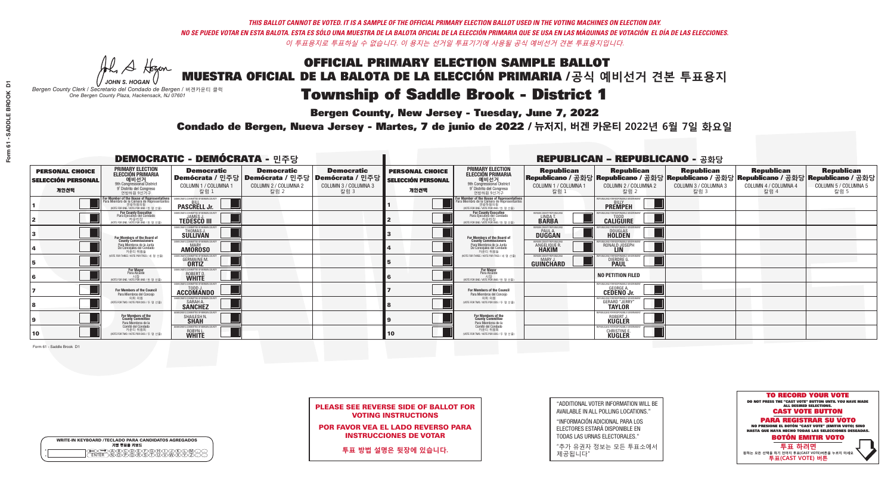*THIS BALLOT CANNOT BE VOTED. IT IS A SAMPLE OF THE OFFICIAL PRIMARY ELECTION BALLOT USED IN THE VOTING MACHINES ON ELECTION DAY.*
*NO SE PUEDE VOTAR EN ESTA BALOTA. ESTA ES SÓLO UNA MUESTRA DE LA BALOTA OFICIAL DE LA ELECCIÓN PRIMARIA QUE SE USA EN LAS MÁQUINAS DE VOTACIÓN EL DÍA DE LAS ELECCIONES.*
*이 투표용지로 투표하실 수 없습니다. 이 용지는 선거일 투표기기에 사용될 공식 예비선거 견본 투표용지입니다.*

JOHN S. HOGAN
*Bergen County Clerk / Secretario del Condado de Bergen / 버겐카운티 클럭*
*One Bergen County Plaza, Hackensack, NJ 07601*

# OFFICIAL PRIMARY ELECTION SAMPLE BALLOT
# MUESTRA OFICIAL DE LA BALOTA DE LA ELECCIÓN PRIMARIA /공식 예비선거 견본 투표용지
# Township of Saddle Brook - District 1

## Bergen County, New Jersey - Tuesday, June 7, 2022
## Condado de Bergen, Nueva Jersey - Martes, 7 de junio de 2022 / 뉴저지, 버겐 카운티 2022년 6월 7일 화요일

### DEMOCRATIC - DEMÓCRATA - 민주당

| PERSONAL CHOICE / SELECCIÓN PERSONAL / 개인선택 | PRIMARY ELECTION / ELECCIÓN PRIMARIA / 예비선거 (9th Congressional District / 9° Distrito del Congreso / 연방하원 9선거구) | Democratic / Demócrata / 민주당 COLUMN 1 / COLUMNA 1 / 칼럼 1 | Democratic / Demócrata / 민주당 COLUMN 2 / COLUMNA 2 / 칼럼 2 | Democratic / Demócrata / 민주당 COLUMN 3 / COLUMNA 3 / 칼럼 3 |
|---|---|---|---|---|
| 1 | For Member of the House of Representatives / Para Miembro de la Cámara de Representantes / 연방하원의원 (VOTE FOR ONE / VOTE POR UNO / 한 명 선출) | BILL PASCRELL Jr. | | |
| 2 | For County Executive / Para Ejecutivo del Condado / 카운티장 (VOTE FOR ONE / VOTE POR UNO / 한 명 선출) | JAMES J. TEDESCO III | | |
| 3 | For Members of the Board of County Commissioners / Para Miembros de la Junta De Concejales del Condado / 카운티 위원들 (VOTE FOR THREE / VOTE POR TRES / 세 명 선출) | THOMAS J. SULLIVAN | | |
| 4 | | MARY AMOROSO | | |
| 5 | | GERMAINE M. ORTIZ | | |
| 6 | For Mayor / Para Alcalde / 시장 (VOTE FOR ONE / VOTE POR UNO / 한 명 선출) | ROBERT D. WHITE | | |
| 7 | For Members of the Council / Para Miembros del Concejo / 의회 의원 (VOTE FOR TWO / VOTE POR DOS / 두 명 선출) | TODD J. ACCOMANDO | | |
| 8 | | SARAH A. SANCHEZ | | |
| 9 | For Members of the County Committee / Para Miembros de la Comité del Condado / 카운티 위원회 (VOTE FOR TWO / VOTE POR DOS / 두 명 선출) | SHAILESH N. SHAH | | |
| 10 | | ROBYN L. WHITE | | |

### REPUBLICAN - REPUBLICANO - 공화당

| PERSONAL CHOICE / SELECCIÓN PERSONAL / 개인선택 | PRIMARY ELECTION / ELECCIÓN PRIMARIA / 예비선거 (9th Congressional District / 9° Distrito del Congreso / 연방하원 9선거구) | Republican / Republicano / 공화당 COLUMN 1 / COLUMNA 1 / 칼럼 1 | Republican / Republicano / 공화당 COLUMN 2 / COLUMNA 2 / 칼럼 2 | Republican / Republicano / 공화당 COLUMN 3 / COLUMNA 3 / 칼럼 3 | Republican / Republicano / 공화당 COLUMN 4 / COLUMNA 4 / 칼럼 4 | Republican / Republicano / 공화당 COLUMN 5 / COLUMNA 5 / 칼럼 5 |
|---|---|---|---|---|---|---|
| 1 | For Member of the House of Representatives / Para Miembro de la Cámara de Representantes / 연방하원의원 (VOTE FOR ONE / VOTE POR UNO / 한 명 선출) | | BILLY PREMPEH | | | |
| 2 | For County Executive / Para Ejecutivo del Condado / 카운티장 (VOTE FOR ONE / VOTE POR UNO / 한 명 선출) | LINDA T. BARBA | TODD CALIGUIRE | | | |
| 3 | For Members of the Board of County Commissioners / Para Miembros de la Junta De Concejales del Condado / 카운티 위원들 (VOTE FOR THREE / VOTE POR TRES / 세 명 선출) | PAUL A. DUGGAN | DOUGLAS HOLDEN | | | |
| 4 | | ANGELIQUE R. HAKIM | RONALD JOSEPH LIN | | | |
| 5 | | MARY J. GUINCHARD | DIERDRE G. PAUL | | | |
| 6 | For Mayor / Para Alcalde / 시장 (VOTE FOR ONE / VOTE POR UNO / 한 명 선출) | | NO PETITION FILED | | | |
| 7 | For Members of the Council / Para Miembros del Concejo / 의회 의원 (VOTE FOR TWO / VOTE POR DOS / 두 명 선출) | | GEORGE A. CEDEÑO Jr. | | | |
| 8 | | | GERARD "JERRY" TAYLOR | | | |
| 9 | For Members of the County Committee / Para Miembros de la Comité del Condado / 카운티 위원회 (VOTE FOR TWO / VOTE POR DOS / 두 명 선출) | | ROBERT J. KUGLER | | | |
| 10 | | | CHRISTINE E. KUGLER | | | |

Form 61 - Saddle Brook D1

WRITE-IN KEYBOARD /TECLADO PARA CANDIDATOS AGREGADOS
기명 투표용 키보드

**PLEASE SEE REVERSE SIDE OF BALLOT FOR VOTING INSTRUCTIONS**

**POR FAVOR VEA EL LADO REVERSO PARA INSTRUCCIONES DE VOTAR**

**투표 방법 설명은 뒷장에 있습니다.**

"ADDITIONAL VOTER INFORMATION WILL BE AVAILABLE IN ALL POLLING LOCATIONS."

"INFORMACIÓN ADICIONAL PARA LOS ELECTORES ESTARÁ DISPONIBLE EN TODAS LAS URNAS ELECTORALES."

"추가 유권자 정보는 모든 투표소에서 제공됩니다"

**TO RECORD YOUR VOTE**
DO NOT PRESS THE "CAST VOTE" BUTTON UNTIL YOU HAVE MADE ALL DESIRED SELECTIONS.
**CAST VOTE BUTTON**

**PARA REGISTRAR SU VOTO**
NO PRESIONE EL BOTÓN "CAST VOTE" (EMITIR VOTO) SINO HASTA QUE HAYA HECHO TODAS LAS SELECCIONES DESEADAS.
**BOTÓN EMITIR VOTO**

**투표 하려면**
원하는 모든 선택을 하기 전까지 투표(CAST VOTE)버튼을 누르지 마세요.
**투표(CAST VOTE) 버튼**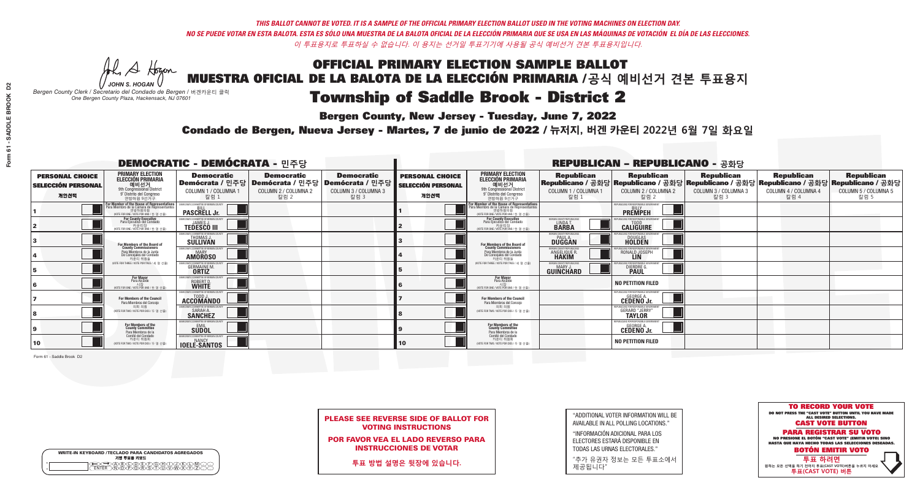*THIS BALLOT CANNOT BE VOTED. IT IS A SAMPLE OF THE OFFICIAL PRIMARY ELECTION BALLOT USED IN THE VOTING MACHINES ON ELECTION DAY.*
*NO SE PUEDE VOTAR EN ESTA BALOTA. ESTA ES SÓLO UNA MUESTRA DE LA BALOTA OFICIAL DE LA ELECCIÓN PRIMARIA QUE SE USA EN LAS MÁQUINAS DE VOTACIÓN EL DÍA DE LAS ELECCIONES.*
*이 투표용지로 투표하실 수 없습니다. 이 용지는 선거일 투표기기에 사용될 공식 예비선거 견본 투표용지입니다.*

JOHN S. HOGAN
Bergen County Clerk / Secretario del Condado de Bergen / 버겐카운티 클럭
One Bergen County Plaza, Hackensack, NJ 07601

# OFFICIAL PRIMARY ELECTION SAMPLE BALLOT
# MUESTRA OFICIAL DE LA BALOTA DE LA ELECCIÓN PRIMARIA /공식 예비선거 견본 투표용지
# Township of Saddle Brook - District 2

**Bergen County, New Jersey - Tuesday, June 7, 2022**

**Condado de Bergen, Nueva Jersey - Martes, 7 de junio de 2022 / 뉴저지, 버겐 카운티 2022년 6월 7일 화요일**

## DEMOCRATIC - DEMÓCRATA - 민주당

| PERSONAL CHOICE / SELECCIÓN PERSONAL / 개인선택 | PRIMARY ELECTION / ELECCIÓN PRIMARIA / 예비선거 (9th Congressional District / 9° Distrito del Congreso / 연방하원 9선거구) | Democratic / Demócrata / 민주당 COLUMN 1 / COLUMNA 1 / 칼럼 1 | Democratic / Demócrata / 민주당 COLUMN 2 / COLUMNA 2 / 칼럼 2 | Democratic / Demócrata / 민주당 COLUMN 3 / COLUMNA 3 / 칼럼 3 |
|---|---|---|---|---|
| 1 | For Member of the House of Representatives / Para Miembro de la Cámara de Representantes / 연방하원의원 (VOTE FOR ONE / VOTE POR UNO / 한 명 선출) | BILL PASCRELL Jr. | | |
| 2 | For County Executive / Para Ejecutivo del Condado / 카운티장 (VOTE FOR ONE / VOTE POR UNO / 한 명 선출) | JAMES J. TEDESCO III | | |
| 3 | For Members of the Board of County Commissioners / Para Miembros de la Junta De Concejales del Condado / 카운티 위원들 (VOTE FOR THREE / VOTE POR TRES / 세 명 선출) | THOMAS J. SULLIVAN | | |
| 4 | | MARY AMOROSO | | |
| 5 | | GERMAINE M. ORTIZ | | |
| 6 | For Mayor / Para Alcalde / 시장 (VOTE FOR ONE / VOTE POR UNO / 한 명 선출) | ROBERT D. WHITE | | |
| 7 | For Members of the Council / Para Miembros del Concejo / 의회 의원 (VOTE FOR TWO / VOTE POR DOS / 두 명 선출) | TODD J. ACCOMANDO | | |
| 8 | | SARAH A. SANCHEZ | | |
| 9 | For Members of the County Committee / Para Miembros de la Comité del Condado / 카운티 위원회 (VOTE FOR TWO / VOTE POR DOS / 두 명 선출) | EMIL SUDOL | | |
| 10 | | NANCY IOELE-SANTOS | | |

## REPUBLICAN - REPUBLICANO - 공화당

| PERSONAL CHOICE / SELECCIÓN PERSONAL / 개인선택 | PRIMARY ELECTION / ELECCIÓN PRIMARIA / 예비선거 (9th Congressional District / 9° Distrito del Congreso / 연방하원 9선거구) | Republican / Republicano / 공화당 COLUMN 1 / COLUMNA 1 / 칼럼 1 | Republican / Republicano / 공화당 COLUMN 2 / COLUMNA 2 / 칼럼 2 | Republican / Republicano / 공화당 COLUMN 3 / COLUMNA 3 / 칼럼 3 | Republican / Republicano / 공화당 COLUMN 4 / COLUMNA 4 / 칼럼 4 | Republican / Republicano / 공화당 COLUMN 5 / COLUMNA 5 / 칼럼 5 |
|---|---|---|---|---|---|---|
| 1 | For Member of the House of Representatives / Para Miembro de la Cámara de Representantes / 연방하원의원 (VOTE FOR ONE / VOTE POR UNO / 한 명 선출) | | BILLY PREMPEH | | | |
| 2 | For County Executive / Para Ejecutivo del Condado / 카운티장 (VOTE FOR ONE / VOTE POR UNO / 한 명 선출) | LINDA T. BARBA | TODD CALIGUIRE | | | |
| 3 | For Members of the Board of County Commissioners / Para Miembros de la Junta De Concejales del Condado / 카운티 위원들 (VOTE FOR THREE / VOTE POR TRES / 세 명 선출) | PAUL A. DUGGAN | DOUGLAS HOLDEN | | | |
| 4 | | ANGELIQUE R. HAKIM | RONALD JOSEPH LIN | | | |
| 5 | | MARY J. GUINCHARD | DIERDRE G. PAUL | | | |
| 6 | For Mayor / Para Alcalde / 시장 (VOTE FOR ONE / VOTE POR UNO / 한 명 선출) | | NO PETITION FILED | | | |
| 7 | For Members of the Council / Para Miembros del Concejo / 의회 의원 (VOTE FOR TWO / VOTE POR DOS / 두 명 선출) | | GEORGE A. CEDEÑO Jr. | | | |
| 8 | | | GERARD "JERRY" TAYLOR | | | |
| 9 | For Members of the County Committee / Para Miembros de la Comité del Condado / 카운티 위원회 (VOTE FOR TWO / VOTE POR DOS / 두 명 선출) | | GEORGE A. CEDEÑO Jr. | | | |
| 10 | | | NO PETITION FILED | | | |

Form 61 - Saddle Brook D2

**PLEASE SEE REVERSE SIDE OF BALLOT FOR VOTING INSTRUCTIONS**

**POR FAVOR VEA EL LADO REVERSO PARA INSTRUCCIONES DE VOTAR**

**투표 방법 설명은 뒷장에 있습니다.**

"ADDITIONAL VOTER INFORMATION WILL BE AVAILABLE IN ALL POLLING LOCATIONS."

"INFORMACIÓN ADICIONAL PARA LOS ELECTORES ESTARÁ DISPONIBLE EN TODAS LAS URNAS ELECTORALES."

"추가 유권자 정보는 모든 투표소에서 제공됩니다"

WRITE-IN KEYBOARD /TECLADO PARA CANDIDATOS AGREGADOS
기명 투표용 키보드

**TO RECORD YOUR VOTE**
DO NOT PRESS THE "CAST VOTE" BUTTON UNTIL YOU HAVE MADE ALL DESIRED SELECTIONS.
**CAST VOTE BUTTON**

**PARA REGISTRAR SU VOTO**
NO PRESIONE EL BOTÓN "CAST VOTE" (EMITIR VOTO) SINO HASTA QUE HAYA HECHO TODAS LAS SELECCIONES DESEADAS.
**BOTÓN EMITIR VOTO**

**투표 하려면**
원하는 모든 선택을 하기 전까지 투표(CAST VOTE)버튼을 누르지 마세요
**투표(CAST VOTE) 버튼**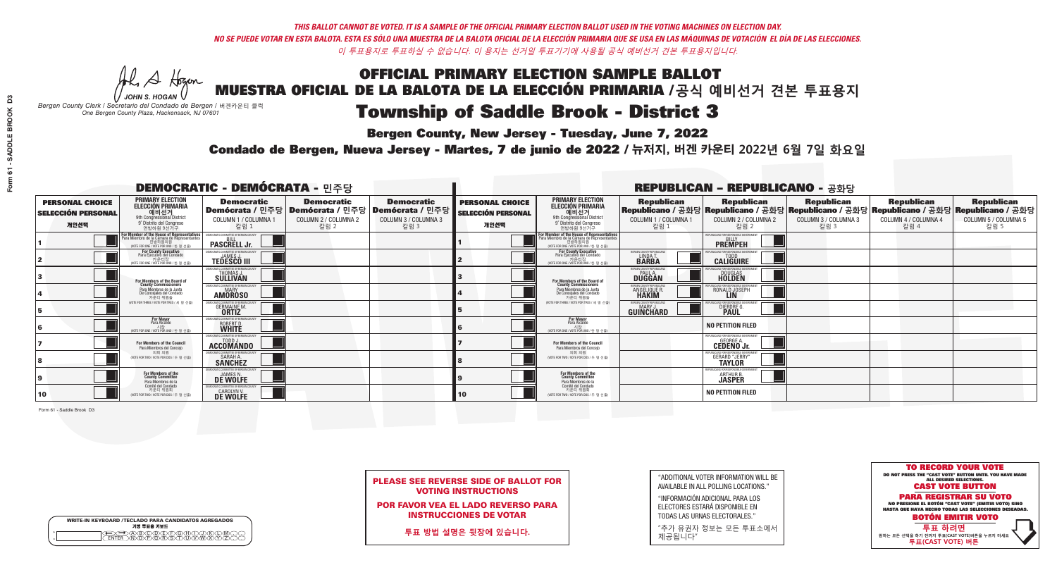*THIS BALLOT CANNOT BE VOTED. IT IS A SAMPLE OF THE OFFICIAL PRIMARY ELECTION BALLOT USED IN THE VOTING MACHINES ON ELECTION DAY.*
*NO SE PUEDE VOTAR EN ESTA BALOTA. ESTA ES SÓLO UNA MUESTRA DE LA BALOTA OFICIAL DE LA ELECCIÓN PRIMARIA QUE SE USA EN LAS MÁQUINAS DE VOTACIÓN EL DÍA DE LAS ELECCIONES.*
*이 투표용지로 투표하실 수 없습니다. 이 용지는 선거일 투표기기에 사용될 공식 예비선거 견본 투표용지입니다.*

JOHN S. HOGAN
Bergen County Clerk / Secretario del Condado de Bergen / 버겐카운티 클럭
One Bergen County Plaza, Hackensack, NJ 07601

# OFFICIAL PRIMARY ELECTION SAMPLE BALLOT
# MUESTRA OFICIAL DE LA BALOTA DE LA ELECCIÓN PRIMARIA /공식 예비선거 견본 투표용지
# Township of Saddle Brook - District 3

**Bergen County, New Jersey - Tuesday, June 7, 2022**

**Condado de Bergen, Nueva Jersey - Martes, 7 de junio de 2022 / 뉴저지, 버겐 카운티 2022년 6월 7일 화요일**

## DEMOCRATIC - DEMÓCRATA - 민주당

| PERSONAL CHOICE / SELECCIÓN PERSONAL / 개인선택 | PRIMARY ELECTION / ELECCIÓN PRIMARIA / 예비선거 (9th Congressional District / 9° Distrito del Congreso / 연방하원 9선거구) | Democratic / Demócrata / 민주당 COLUMN 1 / COLUMNA 1 / 칼럼 1 | Democratic / Demócrata / 민주당 COLUMN 2 / COLUMNA 2 / 칼럼 2 | Democratic / Demócrata / 민주당 COLUMN 3 / COLUMNA 3 / 칼럼 3 |
|---|---|---|---|---|
| 1 | For Member of the House of Representatives / Para Miembro de la Cámara de Representantes / 연방하원의원 (VOTE FOR ONE / VOTE POR UNO / 한 명 선출) | BILL PASCRELL Jr. | | |
| 2 | For County Executive / Para Ejecutivo del Condado / 카운티장 (VOTE FOR ONE / VOTE POR UNO / 한 명 선출) | JAMES J. TEDESCO III | | |
| 3 | For Members of the Board of County Commissioners / Para Miembros de la Junta De Concejales del Condado / 카운티 위원들 (VOTE FOR THREE / VOTE POR TRES / 세 명 선출) | THOMAS J. SULLIVAN | | |
| 4 | | MARY AMOROSO | | |
| 5 | | GERMAINE M. ORTIZ | | |
| 6 | For Mayor / Para Alcalde / 시장 (VOTE FOR ONE / VOTE POR UNO / 한 명 선출) | ROBERT D. WHITE | | |
| 7 | For Members of the Council / Para Miembros del Concejo / 의회 의원 (VOTE FOR TWO / VOTE POR DOS / 두 명 선출) | TODD J. ACCOMANDO | | |
| 8 | | SARAH A. SANCHEZ | | |
| 9 | For Members of the County Committee / Para Miembros de la Comité del Condado / 카운티 위원회 (VOTE FOR TWO / VOTE POR DOS / 두 명 선출) | JAMES N. DE WOLFE | | |
| 10 | | CAROLYN V. DE WOLFE | | |

## REPUBLICAN - REPUBLICANO - 공화당

| PERSONAL CHOICE / SELECCIÓN PERSONAL / 개인선택 | PRIMARY ELECTION / ELECCIÓN PRIMARIA / 예비선거 (9th Congressional District / 9° Distrito del Congreso / 연방하원 9선거구) | Republican / Republicano / 공화당 COLUMN 1 / COLUMNA 1 / 칼럼 1 | Republican / Republicano / 공화당 COLUMN 2 / COLUMNA 2 / 칼럼 2 | Republican / Republicano / 공화당 COLUMN 3 / COLUMNA 3 / 칼럼 3 | Republican / Republicano / 공화당 COLUMN 4 / COLUMNA 4 / 칼럼 4 | Republican / Republicano / 공화당 COLUMN 5 / COLUMNA 5 / 칼럼 5 |
|---|---|---|---|---|---|---|
| 1 | For Member of the House of Representatives / Para Miembro de la Cámara de Representantes / 연방하원의원 (VOTE FOR ONE / VOTE POR UNO / 한 명 선출) | | BILLY PREMPEH | | | |
| 2 | For County Executive / Para Ejecutivo del Condado / 카운티장 (VOTE FOR ONE / VOTE POR UNO / 한 명 선출) | LINDA T. BARBA | TODD CALIGUIRE | | | |
| 3 | For Members of the Board of County Commissioners / Para Miembros de la Junta De Concejales del Condado / 카운티 위원들 (VOTE FOR THREE / VOTE POR TRES / 세 명 선출) | PAUL A. DUGGAN | DOUGLAS HOLDEN | | | |
| 4 | | ANGELIQUE R. HAKIM | RONALD JOSEPH LIN | | | |
| 5 | | MARY J. GUINCHARD | DIERDRE G. PAUL | | | |
| 6 | For Mayor / Para Alcalde / 시장 (VOTE FOR ONE / VOTE POR UNO / 한 명 선출) | | NO PETITION FILED | | | |
| 7 | For Members of the Council / Para Miembros del Concejo / 의회 의원 (VOTE FOR TWO / VOTE POR DOS / 두 명 선출) | | GEORGE A. CEDEÑO Jr. | | | |
| 8 | | | GERARD "JERRY" TAYLOR | | | |
| 9 | For Members of the County Committee / Para Miembros de la Comité del Condado / 카운티 위원회 (VOTE FOR TWO / VOTE POR DOS / 두 명 선출) | | ARTHUR B. JASPER | | | |
| 10 | | | NO PETITION FILED | | | |

Form 61 - Saddle Brook D3

**PLEASE SEE REVERSE SIDE OF BALLOT FOR VOTING INSTRUCTIONS**

**POR FAVOR VEA EL LADO REVERSO PARA INSTRUCCIONES DE VOTAR**

**투표 방법 설명은 뒷장에 있습니다.**

"ADDITIONAL VOTER INFORMATION WILL BE AVAILABLE IN ALL POLLING LOCATIONS."

"INFORMACIÓN ADICIONAL PARA LOS ELECTORES ESTARÁ DISPONIBLE EN TODAS LAS URNAS ELECTORALES."

"추가 유권자 정보는 모든 투표소에서 제공됩니다"

WRITE-IN KEYBOARD /TECLADO PARA CANDIDATOS AGREGADOS
기명 투표용 키보드

**TO RECORD YOUR VOTE**
DO NOT PRESS THE "CAST VOTE" BUTTON UNTIL YOU HAVE MADE ALL DESIRED SELECTIONS.
**CAST VOTE BUTTON**

**PARA REGISTRAR SU VOTO**
NO PRESIONE EL BOTÓN "CAST VOTE" (EMITIR VOTO) SINO HASTA QUE HAYA HECHO TODAS LAS SELECCIONES DESEADAS.
**BOTÓN EMITIR VOTO**

**투표 하려면**
원하는 모든 선택을 하기 전까지 투표(CAST VOTE)버튼을 누르지 마세요.
**투표(CAST VOTE) 버튼**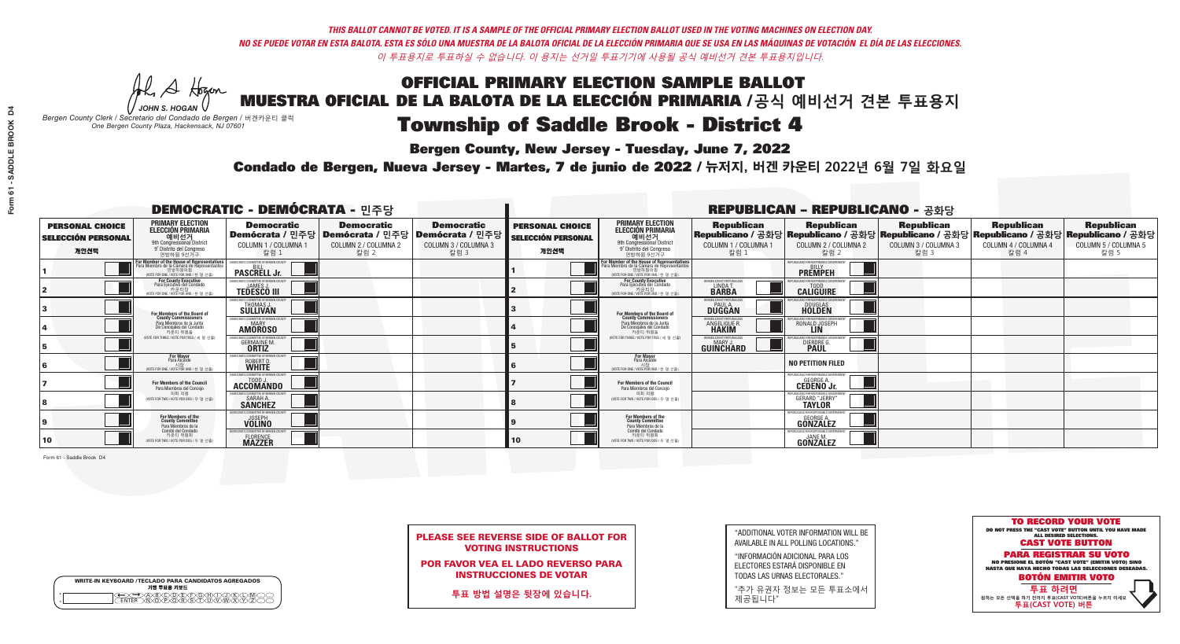*THIS BALLOT CANNOT BE VOTED. IT IS A SAMPLE OF THE OFFICIAL PRIMARY ELECTION BALLOT USED IN THE VOTING MACHINES ON ELECTION DAY.*

*NO SE PUEDE VOTAR EN ESTA BALOTA. ESTA ES SÓLO UNA MUESTRA DE LA BALOTA OFICIAL DE LA ELECCIÓN PRIMARIA QUE SE USA EN LAS MÁQUINAS DE VOTACIÓN EL DÍA DE LAS ELECCIONES.*

*이 투표용지로 투표하실 수 없습니다. 이 용지는 선거일 투표기기에 사용될 공식 예비선거 견본 투표용지입니다.*

JOHN S. HOGAN
Bergen County Clerk / Secretario del Condado de Bergen / 버겐카운티 클럭
One Bergen County Plaza, Hackensack, NJ 07601

# OFFICIAL PRIMARY ELECTION SAMPLE BALLOT
# MUESTRA OFICIAL DE LA BALOTA DE LA ELECCIÓN PRIMARIA / 공식 예비선거 견본 투표용지
# Township of Saddle Brook - District 4

**Bergen County, New Jersey - Tuesday, June 7, 2022**

**Condado de Bergen, Nueva Jersey - Martes, 7 de junio de 2022 / 뉴저지, 버겐 카운티 2022년 6월 7일 화요일**

## DEMOCRATIC - DEMÓCRATA - 민주당

| PERSONAL CHOICE / SELECCIÓN PERSONAL / 개인선택 | PRIMARY ELECTION / ELECCIÓN PRIMARIA / 예비선거 (9th Congressional District / 9° Distrito del Congreso / 연방하원 9선거구) | Democratic / Demócrata / 민주당 COLUMN 1 / COLUMNA 1 / 칼럼 1 | Democratic / Demócrata / 민주당 COLUMN 2 / COLUMNA 2 / 칼럼 2 | Democratic / Demócrata / 민주당 COLUMN 3 / COLUMNA 3 / 칼럼 3 |
|---|---|---|---|---|
| 1 | For Member of the House of Representatives / Para Miembro de la Cámara de Representantes / 연방하원의원 (VOTE FOR ONE / VOTE POR UNO / 한 명 선출) | BILL PASCRELL Jr. | | |
| 2 | For County Executive / Para Ejecutivo del Condado / 카운티장 (VOTE FOR ONE / VOTE POR UNO / 한 명 선출) | JAMES J. TEDESCO III | | |
| 3 | For Members of the Board of County Commissioners / Para Miembros de la Junta De Concejales del Condado / 카운티 위원들 (VOTE FOR THREE / VOTE POR TRES / 세 명 선출) | THOMAS J. SULLIVAN | | |
| 4 | | MARY AMOROSO | | |
| 5 | | GERMAINE M. ORTIZ | | |
| 6 | For Mayor / Para Alcalde / 시장 (VOTE FOR ONE / VOTE POR UNO / 한 명 선출) | ROBERT D. WHITE | | |
| 7 | For Members of the Council / Para Miembros del Concejo / 의회 의원 (VOTE FOR TWO / VOTE POR DOS / 두 명 선출) | TODD J. ACCOMANDO | | |
| 8 | | SARAH A. SANCHEZ | | |
| 9 | For Members of the County Committee / Para Miembros de la Comité del Condado / 카운티 위원회 (VOTE FOR TWO / VOTE POR DOS / 두 명 선출) | JOSEPH VOLINO | | |
| 10 | | FLORENCE MAZZER | | |

## REPUBLICAN - REPUBLICANO - 공화당

| PERSONAL CHOICE / SELECCIÓN PERSONAL / 개인선택 | PRIMARY ELECTION / ELECCIÓN PRIMARIA / 예비선거 (9th Congressional District / 9° Distrito del Congreso / 연방하원 9선거구) | Republican / Republicano / 공화당 COLUMN 1 / COLUMNA 1 / 칼럼 1 | Republican / Republicano / 공화당 COLUMN 2 / COLUMNA 2 / 칼럼 2 | Republican / Republicano / 공화당 COLUMN 3 / COLUMNA 3 / 칼럼 3 | Republican / Republicano / 공화당 COLUMN 4 / COLUMNA 4 / 칼럼 4 | Republican / Republicano / 공화당 COLUMN 5 / COLUMNA 5 / 칼럼 5 |
|---|---|---|---|---|---|---|
| 1 | For Member of the House of Representatives / Para Miembro de la Cámara de Representantes / 연방하원의원 (VOTE FOR ONE / VOTE POR UNO / 한 명 선출) | | BILLY PREMPEH | | | |
| 2 | For County Executive / Para Ejecutivo del Condado / 카운티장 (VOTE FOR ONE / VOTE POR UNO / 한 명 선출) | LINDA T. BARBA | TODD CALIGUIRE | | | |
| 3 | For Members of the Board of County Commissioners / Para Miembros de la Junta De Concejales del Condado / 카운티 위원들 (VOTE FOR THREE / VOTE POR TRES / 세 명 선출) | PAUL A. DUGGAN | DOUGLAS HOLDEN | | | |
| 4 | | ANGELIQUE R. HAKIM | RONALD JOSEPH LIN | | | |
| 5 | | MARY J. GUINCHARD | DIERDRE G. PAUL | | | |
| 6 | For Mayor / Para Alcalde / 시장 (VOTE FOR ONE / VOTE POR UNO / 한 명 선출) | | NO PETITION FILED | | | |
| 7 | For Members of the Council / Para Miembros del Concejo / 의회 의원 (VOTE FOR TWO / VOTE POR DOS / 두 명 선출) | | GEORGE A. CEDEÑO Jr. | | | |
| 8 | | | GERARD "JERRY" TAYLOR | | | |
| 9 | For Members of the County Committee / Para Miembros de la Comité del Condado / 카운티 위원회 (VOTE FOR TWO / VOTE POR DOS / 두 명 선출) | | GEORGE A. GONZALEZ | | | |
| 10 | | | JANE M. GONZALEZ | | | |

Form 61 - Saddle Brook D4

WRITE-IN KEYBOARD /TECLADO PARA CANDIDATOS AGREGADOS / 기명 투표용 키보드

**PLEASE SEE REVERSE SIDE OF BALLOT FOR VOTING INSTRUCTIONS**

**POR FAVOR VEA EL LADO REVERSO PARA INSTRUCCIONES DE VOTAR**

**투표 방법 설명은 뒷장에 있습니다.**

"ADDITIONAL VOTER INFORMATION WILL BE AVAILABLE IN ALL POLLING LOCATIONS."

"INFORMACIÓN ADICIONAL PARA LOS ELECTORES ESTARÁ DISPONIBLE EN TODAS LAS URNAS ELECTORALES."

"추가 유권자 정보는 모든 투표소에서 제공됩니다"

**TO RECORD YOUR VOTE**
DO NOT PRESS THE "CAST VOTE" BUTTON UNTIL YOU HAVE MADE ALL DESIRED SELECTIONS.
**CAST VOTE BUTTON**

**PARA REGISTRAR SU VOTO**
NO PRESIONE EL BOTÓN "CAST VOTE" (EMITIR VOTO) SINO HASTA QUE HAYA HECHO TODAS LAS SELECCIONES DESEADAS.
**BOTÓN EMITIR VOTO**

**투표 하려면**
원하는 모든 선택을 하기 전까지 투표(CAST VOTE)버튼을 누르지 마세요.
**투표(CAST VOTE) 버튼**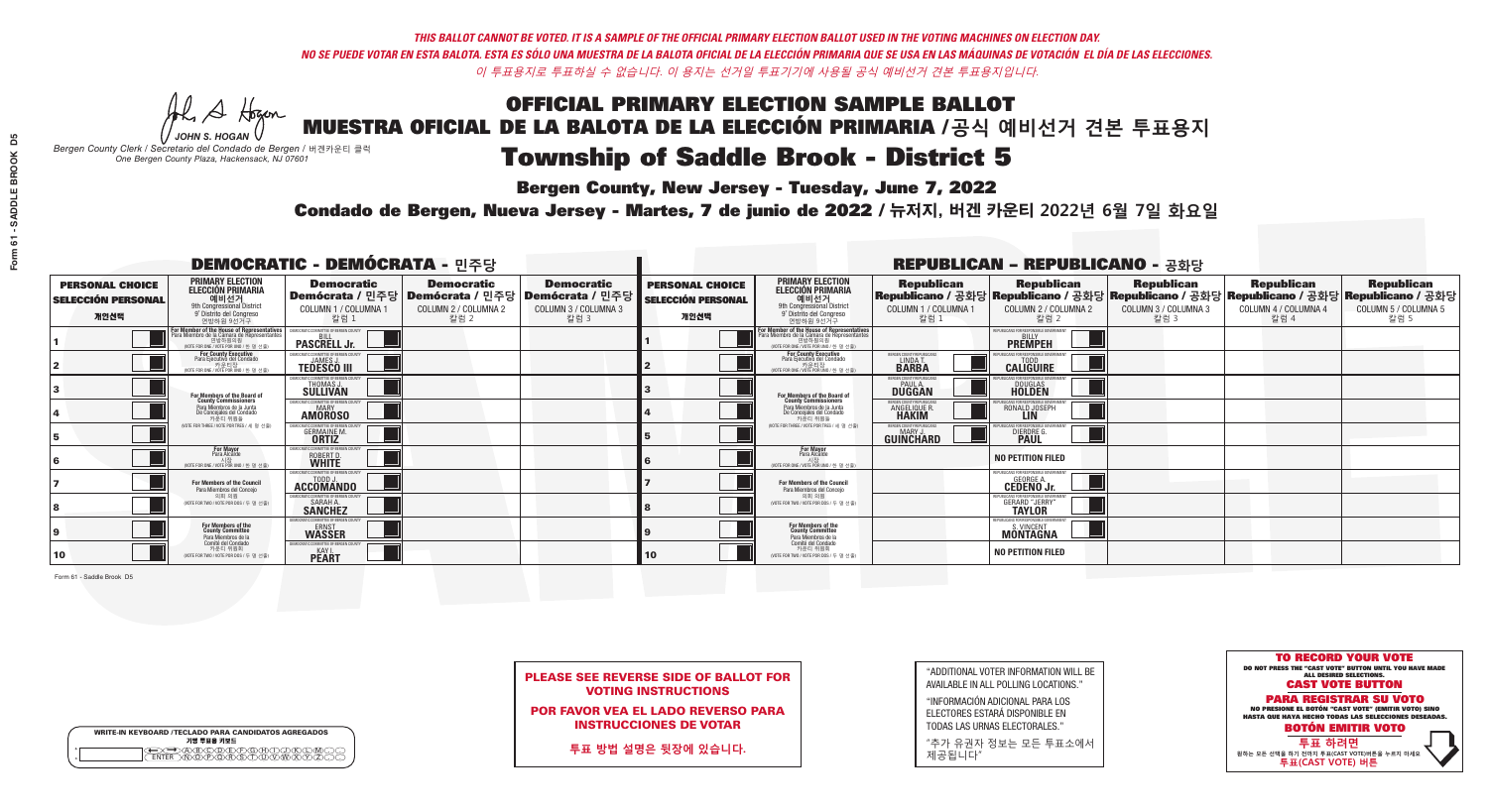*THIS BALLOT CANNOT BE VOTED. IT IS A SAMPLE OF THE OFFICIAL PRIMARY ELECTION BALLOT USED IN THE VOTING MACHINES ON ELECTION DAY.*
*NO SE PUEDE VOTAR EN ESTA BALOTA. ESTA ES SÓLO UNA MUESTRA DE LA BALOTA OFICIAL DE LA ELECCIÓN PRIMARIA QUE SE USA EN LAS MÁQUINAS DE VOTACIÓN EL DÍA DE LAS ELECCIONES.*
*이 투표용지로 투표하실 수 없습니다. 이 용지는 선거일 투표기기에 사용될 공식 예비선거 견본 투표용지입니다.*

JOHN S. HOGAN
*Bergen County Clerk / Secretario del Condado de Bergen / 버겐카운티 클럭*
*One Bergen County Plaza, Hackensack, NJ 07601*

# OFFICIAL PRIMARY ELECTION SAMPLE BALLOT
# MUESTRA OFICIAL DE LA BALOTA DE LA ELECCIÓN PRIMARIA /공식 예비선거 견본 투표용지
# Township of Saddle Brook - District 5

**Bergen County, New Jersey - Tuesday, June 7, 2022**

**Condado de Bergen, Nueva Jersey - Martes, 7 de junio de 2022 / 뉴저지, 버겐 카운티 2022년 6월 7일 화요일**

## DEMOCRATIC - DEMÓCRATA - 민주당

| | PRIMARY ELECTION / ELECCIÓN PRIMARIA / 예비선거 (9th Congressional District / 9° Distrito del Congreso / 연방하원 9선거구) | Democratic / Demócrata / 민주당 COLUMN 1 / COLUMNA 1 / 칼럼 1 | Democratic / Demócrata / 민주당 COLUMN 2 / COLUMNA 2 / 칼럼 2 | Democratic / Demócrata / 민주당 COLUMN 3 / COLUMNA 3 / 칼럼 3 |
|---|---|---|---|---|
| 1 | For Member of the House of Representatives / Para Miembro de la Cámara de Representantes / 연방하원의원 (VOTE FOR ONE / VOTE POR UNO / 한 명 선출) | BILL PASCRELL Jr. | | |
| 2 | For County Executive / Para Ejecutivo del Condado / 카운티장 (VOTE FOR ONE / VOTE POR UNO / 한 명 선출) | JAMES J. TEDESCO III | | |
| 3 | For Members of the Board of County Commissioners / Para Miembros de la Junta De Concejales del Condado / 카운티 위원들 (VOTE FOR THREE / VOTE POR TRES / 세 명 선출) | THOMAS J. SULLIVAN | | |
| 4 | | MARY AMOROSO | | |
| 5 | | GERMAINE M. ORTIZ | | |
| 6 | For Mayor / Para Alcalde / 시장 (VOTE FOR ONE / VOTE POR UNO / 한 명 선출) | ROBERT D. WHITE | | |
| 7 | For Members of the Council / Para Miembros del Concejo / 의회 의원 (VOTE FOR TWO / VOTE POR DOS / 두 명 선출) | TODD J. ACCOMANDO | | |
| 8 | | SARAH A. SANCHEZ | | |
| 9 | For Members of the County Committee / Para Miembros de la Comité del Condado / 카운티 위원회 (VOTE FOR TWO / VOTE POR DOS / 두 명 선출) | ERNST WASSER | | |
| 10 | | KAY L. PEART | | |

## REPUBLICAN - REPUBLICANO - 공화당

| | PRIMARY ELECTION / ELECCIÓN PRIMARIA / 예비선거 (9th Congressional District / 9° Distrito del Congreso / 연방하원 9선거구) | Republican / Republicano / 공화당 COLUMN 1 / COLUMNA 1 / 칼럼 1 | Republican / Republicano / 공화당 COLUMN 2 / COLUMNA 2 / 칼럼 2 | Republican / Republicano / 공화당 COLUMN 3 / COLUMNA 3 / 칼럼 3 | Republican / Republicano / 공화당 COLUMN 4 / COLUMNA 4 / 칼럼 4 | Republican / Republicano / 공화당 COLUMN 5 / COLUMNA 5 / 칼럼 5 |
|---|---|---|---|---|---|---|
| 1 | For Member of the House of Representatives / Para Miembro de la Cámara de Representantes / 연방하원의원 (VOTE FOR ONE / VOTE POR UNO / 한 명 선출) | | BILLY PREMPEH | | | |
| 2 | For County Executive / Para Ejecutivo del Condado / 카운티장 (VOTE FOR ONE / VOTE POR UNO / 한 명 선출) | LINDA T. BARBA | TODD CALIGUIRE | | | |
| 3 | For Members of the Board of County Commissioners / Para Miembros de la Junta De Concejales del Condado / 카운티 위원들 (VOTE FOR THREE / VOTE POR TRES / 세 명 선출) | PAUL A. DUGGAN | DOUGLAS HOLDEN | | | |
| 4 | | ANGELIQUE R. HAKIM | RONALD JOSEPH LIN | | | |
| 5 | | MARY J. GUINCHARD | DIERDRE G. PAUL | | | |
| 6 | For Mayor / Para Alcalde / 시장 (VOTE FOR ONE / VOTE POR UNO / 한 명 선출) | | NO PETITION FILED | | | |
| 7 | For Members of the Council / Para Miembros del Concejo / 의회 의원 (VOTE FOR TWO / VOTE POR DOS / 두 명 선출) | | GEORGE A. CEDEÑO Jr. | | | |
| 8 | | | GERARD "JERRY" TAYLOR | | | |
| 9 | For Members of the County Committee / Para Miembros de la Comité del Condado / 카운티 위원회 (VOTE FOR TWO / VOTE POR DOS / 두 명 선출) | | S. VINCENT MONTAGNA | | | |
| 10 | | | NO PETITION FILED | | | |

Form 61 - Saddle Brook D5

**PLEASE SEE REVERSE SIDE OF BALLOT FOR VOTING INSTRUCTIONS**

**POR FAVOR VEA EL LADO REVERSO PARA INSTRUCCIONES DE VOTAR**

**투표 방법 설명은 뒷장에 있습니다.**

"ADDITIONAL VOTER INFORMATION WILL BE AVAILABLE IN ALL POLLING LOCATIONS."

"INFORMACIÓN ADICIONAL PARA LOS ELECTORES ESTARÁ DISPONIBLE EN TODAS LAS URNAS ELECTORALES."

"추가 유권자 정보는 모든 투표소에서 제공됩니다"

**TO RECORD YOUR VOTE**
DO NOT PRESS THE "CAST VOTE" BUTTON UNTIL YOU HAVE MADE ALL DESIRED SELECTIONS.
**CAST VOTE BUTTON**
**PARA REGISTRAR SU VOTO**
NO PRESIONE EL BOTÓN "CAST VOTE" (EMITIR VOTO) SINO HASTA QUE HAYA HECHO TODAS LAS SELECCIONES DESEADAS.
**BOTÓN EMITIR VOTO**
**투표 하려면**
원하는 모든 선택을 하기 전까지 투표(CAST VOTE)버튼을 누르지 마세요
**투표(CAST VOTE) 버튼**

WRITE-IN KEYBOARD /TECLADO PARA CANDIDATOS AGREGADOS
기명 투표용 키보드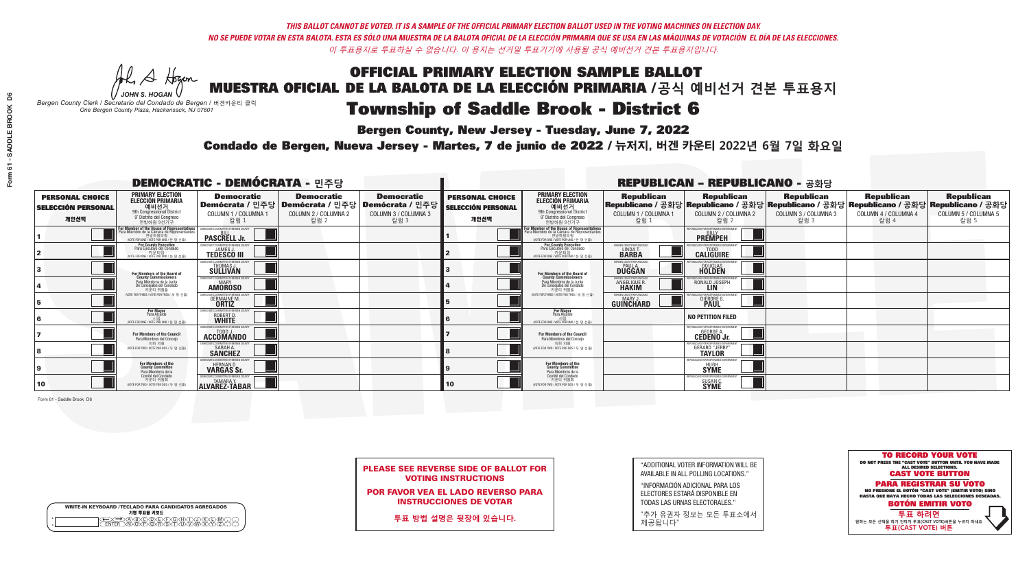*THIS BALLOT CANNOT BE VOTED. IT IS A SAMPLE OF THE OFFICIAL PRIMARY ELECTION BALLOT USED IN THE VOTING MACHINES ON ELECTION DAY.*

*NO SE PUEDE VOTAR EN ESTA BALOTA. ESTA ES SÓLO UNA MUESTRA DE LA BALOTA OFICIAL DE LA ELECCIÓN PRIMARIA QUE SE USA EN LAS MÁQUINAS DE VOTACIÓN EL DÍA DE LAS ELECCIONES.*

*이 투표용지로 투표하실 수 없습니다. 이 용지는 선거일 투표기기에 사용될 공식 예비선거 견본 투표용지입니다.*

JOHN S. HOGAN
*Bergen County Clerk / Secretario del Condado de Bergen / 버겐카운티 클럭*
*One Bergen County Plaza, Hackensack, NJ 07601*

# OFFICIAL PRIMARY ELECTION SAMPLE BALLOT
# MUESTRA OFICIAL DE LA BALOTA DE LA ELECCIÓN PRIMARIA /공식 예비선거 견본 투표용지
# Township of Saddle Brook - District 6

**Bergen County, New Jersey - Tuesday, June 7, 2022**

**Condado de Bergen, Nueva Jersey - Martes, 7 de junio de 2022 / 뉴저지, 버겐 카운티 2022년 6월 7일 화요일**

## DEMOCRATIC - DEMÓCRATA - 민주당

| PERSONAL CHOICE / SELECCIÓN PERSONAL / 개인선택 | PRIMARY ELECTION / ELECCIÓN PRIMARIA / 예비선거 | Democratic / Demócrata / 민주당 COLUMN 1 / COLUMNA 1 / 칼럼 1 | Democratic / Demócrata / 민주당 COLUMN 2 / COLUMNA 2 / 칼럼 2 | Democratic / Demócrata / 민주당 COLUMN 3 / COLUMNA 3 / 칼럼 3 |
|---|---|---|---|---|
| 1 | For Member of the House of Representatives / Para Miembro de la Cámara de Representantes / 연방하원의원 (9th Congressional District / 9° Distrito del Congreso / 연방하원 9선거구) (VOTE FOR ONE / VOTE POR UNO / 한 명 선출) | BILL PASCRELL Jr. | | |
| 2 | For County Executive / Para Ejecutivo del Condado / 카운티장 (VOTE FOR ONE / VOTE POR UNO / 한 명 선출) | JAMES J. TEDESCO III | | |
| 3 | For Members of the Board of County Commissioners / Para Miembros de la Junta De Concejales del Condado / 카운티 위원들 (VOTE FOR THREE / VOTE POR TRES / 세 명 선출) | THOMAS J. SULLIVAN | | |
| 4 | | MARY AMOROSO | | |
| 5 | | GERMAINE M. ORTIZ | | |
| 6 | For Mayor / Para Alcalde / 시장 (VOTE FOR ONE / VOTE POR UNO / 한 명 선출) | ROBERT D. WHITE | | |
| 7 | For Members of the Council / Para Miembros del Concejo / 의회 의원 (VOTE FOR TWO / VOTE POR DOS / 두 명 선출) | TODD J. ACCOMANDO | | |
| 8 | | SARAH A. SANCHEZ | | |
| 9 | For Members of the County Committee / Para Miembros de la Comité del Condado / 카운티 위원회 (VOTE FOR TWO / VOTE POR DOS / 두 명 선출) | HERNAN D. VARGAS Sr. | | |
| 10 | | TAMARA Y. ALVAREZ-TABAR | | |

## REPUBLICAN - REPUBLICANO - 공화당

| PERSONAL CHOICE / SELECCIÓN PERSONAL / 개인선택 | PRIMARY ELECTION / ELECCIÓN PRIMARIA / 예비선거 | Republican / Republicano / 공화당 COLUMN 1 / COLUMNA 1 / 칼럼 1 | Republican / Republicano / 공화당 COLUMN 2 / COLUMNA 2 / 칼럼 2 | Republican / Republicano / 공화당 COLUMN 3 / COLUMNA 3 / 칼럼 3 | Republican / Republicano / 공화당 COLUMN 4 / COLUMNA 4 / 칼럼 4 | Republican / Republicano / 공화당 COLUMN 5 / COLUMNA 5 / 칼럼 5 |
|---|---|---|---|---|---|---|
| 1 | For Member of the House of Representatives / Para Miembro de la Cámara de Representantes / 연방하원의원 (9th Congressional District / 9° Distrito del Congreso / 연방하원 9선거구) (VOTE FOR ONE / VOTE POR UNO / 한 명 선출) | | BILLY PREMPEH | | | |
| 2 | For County Executive / Para Ejecutivo del Condado / 카운티장 (VOTE FOR ONE / VOTE POR UNO / 한 명 선출) | LINDA T. BARBA | TODD CALIGUIRE | | | |
| 3 | For Members of the Board of County Commissioners / Para Miembros de la Junta De Concejales del Condado / 카운티 위원들 (VOTE FOR THREE / VOTE POR TRES / 세 명 선출) | PAUL A. DUGGAN | DOUGLAS HOLDEN | | | |
| 4 | | ANGELIQUE R. HAKIM | RONALD JOSEPH LIN | | | |
| 5 | | MARY J. GUINCHARD | DIERDRE G. PAUL | | | |
| 6 | For Mayor / Para Alcalde / 시장 (VOTE FOR ONE / VOTE POR UNO / 한 명 선출) | | NO PETITION FILED | | | |
| 7 | For Members of the Council / Para Miembros del Concejo / 의회 의원 (VOTE FOR TWO / VOTE POR DOS / 두 명 선출) | | GEORGE A. CEDEÑO Jr. | | | |
| 8 | | | GERARD "JERRY" TAYLOR | | | |
| 9 | For Members of the County Committee / Para Miembros de la Comité del Condado / 카운티 위원회 (VOTE FOR TWO / VOTE POR DOS / 두 명 선출) | | HUGH SYME | | | |
| 10 | | | SUSAN C. SYME | | | |

Form 61 - Saddle Brook D6

**PLEASE SEE REVERSE SIDE OF BALLOT FOR VOTING INSTRUCTIONS**

**POR FAVOR VEA EL LADO REVERSO PARA INSTRUCCIONES DE VOTAR**

**투표 방법 설명은 뒷장에 있습니다.**

"ADDITIONAL VOTER INFORMATION WILL BE AVAILABLE IN ALL POLLING LOCATIONS."

"INFORMACIÓN ADICIONAL PARA LOS ELECTORES ESTARÁ DISPONIBLE EN TODAS LAS URNAS ELECTORALES."

"추가 유권자 정보는 모든 투표소에서 제공됩니다"

WRITE-IN KEYBOARD /TECLADO PARA CANDIDATOS AGREGADOS
기명 투표용 키보드

**TO RECORD YOUR VOTE**
DO NOT PRESS THE "CAST VOTE" BUTTON UNTIL YOU HAVE MADE ALL DESIRED SELECTIONS.
**CAST VOTE BUTTON**

**PARA REGISTRAR SU VOTO**
NO PRESIONE EL BOTÓN "CAST VOTE" (EMITIR VOTO) SINO HASTA QUE HAYA HECHO TODAS LAS SELECCIONES DESEADAS.
**BOTÓN EMITIR VOTO**

**투표 하려면**
원하는 모든 선택을 하기 전까지 투표(CAST VOTE)버튼을 누르지 마세요.
**투표(CAST VOTE) 버튼**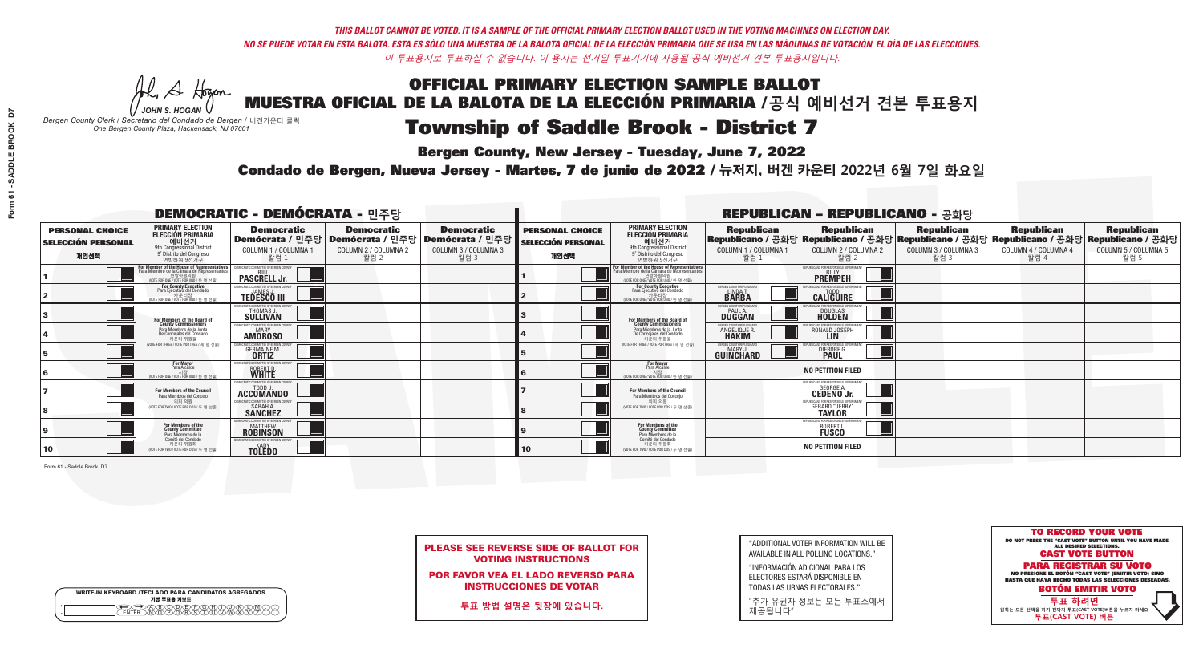*THIS BALLOT CANNOT BE VOTED. IT IS A SAMPLE OF THE OFFICIAL PRIMARY ELECTION BALLOT USED IN THE VOTING MACHINES ON ELECTION DAY.*
*NO SE PUEDE VOTAR EN ESTA BALOTA. ESTA ES SÓLO UNA MUESTRA DE LA BALOTA OFICIAL DE LA ELECCIÓN PRIMARIA QUE SE USA EN LAS MÁQUINAS DE VOTACIÓN EL DÍA DE LAS ELECCIONES.*
*이 투표용지로 투표하실 수 없습니다. 이 용지는 선거일 투표기기에 사용될 공식 예비선거 견본 투표용지입니다.*

JOHN S. HOGAN
Bergen County Clerk / Secretario del Condado de Bergen / 버겐카운티 클럭
One Bergen County Plaza, Hackensack, NJ 07601

# OFFICIAL PRIMARY ELECTION SAMPLE BALLOT
# MUESTRA OFICIAL DE LA BALOTA DE LA ELECCIÓN PRIMARIA /공식 예비선거 견본 투표용지
# Township of Saddle Brook - District 7

**Bergen County, New Jersey - Tuesday, June 7, 2022**

**Condado de Bergen, Nueva Jersey - Martes, 7 de junio de 2022 / 뉴저지, 버겐 카운티 2022년 6월 7일 화요일**

## DEMOCRATIC - DEMÓCRATA - 민주당

| PERSONAL CHOICE / SELECCIÓN PERSONAL / 개인선택 | PRIMARY ELECTION / ELECCIÓN PRIMARIA / 예비선거 (9th Congressional District / 9° Distrito del Congreso / 연방하원 9선거구) | Democratic / Demócrata / 민주당 COLUMN 1 / COLUMNA 1 / 칼럼 1 | Democratic / Demócrata / 민주당 COLUMN 2 / COLUMNA 2 / 칼럼 2 | Democratic / Demócrata / 민주당 COLUMN 3 / COLUMNA 3 / 칼럼 3 |
|---|---|---|---|---|
| 1 | For Member of the House of Representatives / Para Miembro de la Cámara de Representantes / 연방하원의원 (VOTE FOR ONE / VOTE POR UNO / 한 명 선출) | DEMOCRATIC COMMITTEE OF BERGEN COUNTY BILL PASCRELL Jr. | | |
| 2 | For County Executive / Para Ejecutivo del Condado / 카운티장 (VOTE FOR ONE / VOTE POR UNO / 한 명 선출) | DEMOCRATIC COMMITTEE OF BERGEN COUNTY JAMES J. TEDESCO III | | |
| 3 | For Members of the Board of County Commissioners / Para Miembros de la Junta De Concejales del Condado / 카운티 위원들 (VOTE FOR THREE / VOTE POR TRES / 세 명 선출) | DEMOCRATIC COMMITTEE OF BERGEN COUNTY THOMAS J. SULLIVAN | | |
| 4 | | DEMOCRATIC COMMITTEE OF BERGEN COUNTY MARY AMOROSO | | |
| 5 | | DEMOCRATIC COMMITTEE OF BERGEN COUNTY GERMAINE M. ORTIZ | | |
| 6 | For Mayor / Para Alcalde / 시장 (VOTE FOR ONE / VOTE POR UNO / 한 명 선출) | DEMOCRATIC COMMITTEE OF BERGEN COUNTY ROBERT D. WHITE | | |
| 7 | For Members of the Council / Para Miembros del Concejo / 의회 의원 (VOTE FOR TWO / VOTE POR DOS / 두 명 선출) | DEMOCRATIC COMMITTEE OF BERGEN COUNTY TODD J. ACCOMANDO | | |
| 8 | | DEMOCRATIC COMMITTEE OF BERGEN COUNTY SARAH A. SANCHEZ | | |
| 9 | For Members of the County Committee / Para Miembros de la Comité del Condado / 카운티 위원회 (VOTE FOR TWO / VOTE POR DOS / 두 명 선출) | DEMOCRATIC COMMITTEE OF BERGEN COUNTY MATTHEW ROBINSON | | |
| 10 | | DEMOCRATIC COMMITTEE OF BERGEN COUNTY KADY TOLEDO | | |

## REPUBLICAN - REPUBLICANO - 공화당

| PERSONAL CHOICE / SELECCIÓN PERSONAL / 개인선택 | PRIMARY ELECTION / ELECCIÓN PRIMARIA / 예비선거 (9th Congressional District / 9° Distrito del Congreso / 연방하원 9선거구) | Republican / Republicano / 공화당 COLUMN 1 / COLUMNA 1 / 칼럼 1 | Republican / Republicano / 공화당 COLUMN 2 / COLUMNA 2 / 칼럼 2 | Republican / Republicano / 공화당 COLUMN 3 / COLUMNA 3 / 칼럼 3 | Republican / Republicano / 공화당 COLUMN 4 / COLUMNA 4 / 칼럼 4 | Republican / Republicano / 공화당 COLUMN 5 / COLUMNA 5 / 칼럼 5 |
|---|---|---|---|---|---|---|
| 1 | For Member of the House of Representatives / Para Miembro de la Cámara de Representantes / 연방하원의원 (VOTE FOR ONE / VOTE POR UNO / 한 명 선출) | | REPUBLICANS FOR RESPONSIBLE GOVERNMENT BILLY PREMPEH | | | |
| 2 | For County Executive / Para Ejecutivo del Condado / 카운티장 (VOTE FOR ONE / VOTE POR UNO / 한 명 선출) | BERGEN COUNTY REPUBLICANS LINDA T. BARBA | REPUBLICANS FOR RESPONSIBLE GOVERNMENT TODD CALIGUIRE | | | |
| 3 | For Members of the Board of County Commissioners / Para Miembros de la Junta De Concejales del Condado / 카운티 위원들 (VOTE FOR THREE / VOTE POR TRES / 세 명 선출) | BERGEN COUNTY REPUBLICANS PAUL A. DUGGAN | REPUBLICANS FOR RESPONSIBLE GOVERNMENT DOUGLAS HOLDEN | | | |
| 4 | | BERGEN COUNTY REPUBLICANS ANGELIQUE R. HAKIM | REPUBLICANS FOR RESPONSIBLE GOVERNMENT RONALD JOSEPH LIN | | | |
| 5 | | BERGEN COUNTY REPUBLICANS MARY J. GUINCHARD | REPUBLICANS FOR RESPONSIBLE GOVERNMENT DIERDRE G. PAUL | | | |
| 6 | For Mayor / Para Alcalde / 시장 (VOTE FOR ONE / VOTE POR UNO / 한 명 선출) | | NO PETITION FILED | | | |
| 7 | For Members of the Council / Para Miembros del Concejo / 의회 의원 (VOTE FOR TWO / VOTE POR DOS / 두 명 선출) | | REPUBLICANS FOR RESPONSIBLE GOVERNMENT GEORGE A. CEDEÑO Jr. | | | |
| 8 | | | REPUBLICANS FOR RESPONSIBLE GOVERNMENT GERARD "JERRY" TAYLOR | | | |
| 9 | For Members of the County Committee / Para Miembros de la Comité del Condado / 카운티 위원회 (VOTE FOR TWO / VOTE POR DOS / 두 명 선출) | | REPUBLICANS FOR RESPONSIBLE GOVERNMENT ROBERT I. FUSCO | | | |
| 10 | | | NO PETITION FILED | | | |

Form 61 - Saddle Brook D7

WRITE-IN KEYBOARD /TECLADO PARA CANDIDATOS AGREGADOS
기명 투표용 키보드

**PLEASE SEE REVERSE SIDE OF BALLOT FOR VOTING INSTRUCTIONS**

**POR FAVOR VEA EL LADO REVERSO PARA INSTRUCCIONES DE VOTAR**

**투표 방법 설명은 뒷장에 있습니다.**

"ADDITIONAL VOTER INFORMATION WILL BE AVAILABLE IN ALL POLLING LOCATIONS."

"INFORMACIÓN ADICIONAL PARA LOS ELECTORES ESTARÁ DISPONIBLE EN TODAS LAS URNAS ELECTORALES."

"추가 유권자 정보는 모든 투표소에서 제공됩니다"

**TO RECORD YOUR VOTE**
DO NOT PRESS THE "CAST VOTE" BUTTON UNTIL YOU HAVE MADE ALL DESIRED SELECTIONS.
**CAST VOTE BUTTON**

**PARA REGISTRAR SU VOTO**
NO PRESIONE EL BOTÓN "CAST VOTE" (EMITIR VOTO) SINO HASTA QUE HAYA HECHO TODAS LAS SELECCIONES DESEADAS.
**BOTÓN EMITIR VOTO**

**투표 하려면**
원하는 모든 선택을 하기 전까지 투표(CAST VOTE)버튼을 누르지 마세요
**투표(CAST VOTE) 버튼**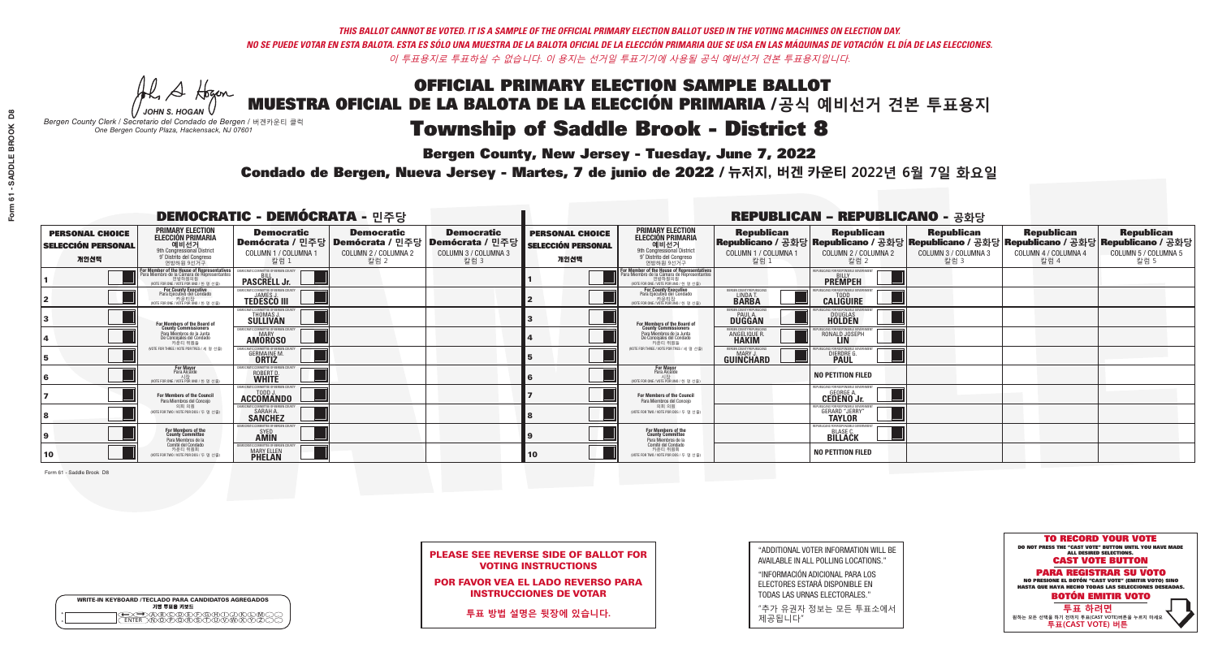*THIS BALLOT CANNOT BE VOTED. IT IS A SAMPLE OF THE OFFICIAL PRIMARY ELECTION BALLOT USED IN THE VOTING MACHINES ON ELECTION DAY.*
*NO SE PUEDE VOTAR EN ESTA BALOTA. ESTA ES SÓLO UNA MUESTRA DE LA BALOTA OFICIAL DE LA ELECCIÓN PRIMARIA QUE SE USA EN LAS MÁQUINAS DE VOTACIÓN EL DÍA DE LAS ELECCIONES.*
*이 투표용지로 투표하실 수 없습니다. 이 용지는 선거일 투표기기에 사용될 공식 예비선거 견본 투표용지입니다.*

JOHN S. HOGAN
Bergen County Clerk / Secretario del Condado de Bergen / 버겐카운티 클럭
One Bergen County Plaza, Hackensack, NJ 07601

# OFFICIAL PRIMARY ELECTION SAMPLE BALLOT
# MUESTRA OFICIAL DE LA BALOTA DE LA ELECCIÓN PRIMARIA / 공식 예비선거 견본 투표용지
# Township of Saddle Brook - District 8

## Bergen County, New Jersey - Tuesday, June 7, 2022
## Condado de Bergen, Nueva Jersey - Martes, 7 de junio de 2022 / 뉴저지, 버겐 카운티 2022년 6월 7일 화요일

### DEMOCRATIC - DEMÓCRATA - 민주당

| PERSONAL CHOICE / SELECCIÓN PERSONAL / 개인선택 | PRIMARY ELECTION / ELECCIÓN PRIMARIA / 예비선거 / 9th Congressional District / 9° Distrito del Congreso / 연방하원 9선거구 | Democratic / Demócrata / 민주당 COLUMN 1 / COLUMNA 1 / 칼럼 1 | Democratic / Demócrata / 민주당 COLUMN 2 / COLUMNA 2 / 칼럼 2 | Democratic / Demócrata / 민주당 COLUMN 3 / COLUMNA 3 / 칼럼 3 |
|---|---|---|---|---|
| 1 | For Member of the House of Representatives / Para Miembro de la Cámara de Representantes / 연방하원의원 (VOTE FOR ONE / VOTE POR UNO / 한 명 선출) | BILL PASCRELL Jr. | | |
| 2 | For County Executive / Para Ejecutivo del Condado / 카운티장 (VOTE FOR ONE / VOTE POR UNO / 한 명 선출) | JAMES J. TEDESCO III | | |
| 3 | For Members of the Board of County Commissioners / Para Miembros de la Junta De Concejales del Condado / 카운티 위원들 (VOTE FOR THREE / VOTE POR TRES / 세 명 선출) | THOMAS J. SULLIVAN | | |
| 4 | | MARY AMOROSO | | |
| 5 | | GERMAINE M. ORTIZ | | |
| 6 | For Mayor / Para Alcalde / 시장 (VOTE FOR ONE / VOTE POR UNO / 한 명 선출) | ROBERT D. WHITE | | |
| 7 | For Members of the Council / Para Miembros del Concejo / 의회 의원 (VOTE FOR TWO / VOTE POR DOS / 두 명 선출) | TODD J. ACCOMANDO | | |
| 8 | | SARAH A. SANCHEZ | | |
| 9 | For Members of the County Committee / Para Miembros de la Comité del Condado / 카운티 위원회 (VOTE FOR TWO / VOTE POR DOS / 두 명 선출) | SYED AMIN | | |
| 10 | | MARY ELLEN PHELAN | | |

### REPUBLICAN - REPUBLICANO - 공화당

| PERSONAL CHOICE / SELECCIÓN PERSONAL / 개인선택 | PRIMARY ELECTION / ELECCIÓN PRIMARIA / 예비선거 / 9th Congressional District / 9° Distrito del Congreso / 연방하원 9선거구 | Republican / Republicano / 공화당 COLUMN 1 / COLUMNA 1 / 칼럼 1 | Republican / Republicano / 공화당 COLUMN 2 / COLUMNA 2 / 칼럼 2 | Republican / Republicano / 공화당 COLUMN 3 / COLUMNA 3 / 칼럼 3 | Republican / Republicano / 공화당 COLUMN 4 / COLUMNA 4 / 칼럼 4 | Republican / Republicano / 공화당 COLUMN 5 / COLUMNA 5 / 칼럼 5 |
|---|---|---|---|---|---|---|
| 1 | For Member of the House of Representatives / Para Miembro de la Cámara de Representantes / 연방하원의원 (VOTE FOR ONE / VOTE POR UNO / 한 명 선출) | | BILLY PREMPEH | | | |
| 2 | For County Executive / Para Ejecutivo del Condado / 카운티장 (VOTE FOR ONE / VOTE POR UNO / 한 명 선출) | LINDA T. BARBA | TODD CALIGUIRE | | | |
| 3 | For Members of the Board of County Commissioners / Para Miembros de la Junta De Concejales del Condado / 카운티 위원들 (VOTE FOR THREE / VOTE POR TRES / 세 명 선출) | PAUL A. DUGGAN | DOUGLAS HOLDEN | | | |
| 4 | | ANGELIQUE R. HAKIM | RONALD JOSEPH LIN | | | |
| 5 | | MARY J. GUINCHARD | DIERDRE G. PAUL | | | |
| 6 | For Mayor / Para Alcalde / 시장 (VOTE FOR ONE / VOTE POR UNO / 한 명 선출) | | NO PETITION FILED | | | |
| 7 | For Members of the Council / Para Miembros del Concejo / 의회 의원 (VOTE FOR TWO / VOTE POR DOS / 두 명 선출) | | GEORGE A. CEDEÑO Jr. | | | |
| 8 | | | GERARD "JERRY" TAYLOR | | | |
| 9 | For Members of the County Committee / Para Miembros de la Comité del Condado / 카운티 위원회 (VOTE FOR TWO / VOTE POR DOS / 두 명 선출) | | BLASE C. BILLACK | | | |
| 10 | | | NO PETITION FILED | | | |

Form 61 - Saddle Brook D8

**PLEASE SEE REVERSE SIDE OF BALLOT FOR VOTING INSTRUCTIONS**

**POR FAVOR VEA EL LADO REVERSO PARA INSTRUCCIONES DE VOTAR**

**투표 방법 설명은 뒷장에 있습니다.**

"ADDITIONAL VOTER INFORMATION WILL BE AVAILABLE IN ALL POLLING LOCATIONS."

"INFORMACIÓN ADICIONAL PARA LOS ELECTORES ESTARÁ DISPONIBLE EN TODAS LAS URNAS ELECTORALES."

"추가 유권자 정보는 모든 투표소에서 제공됩니다"

WRITE-IN KEYBOARD /TECLADO PARA CANDIDATOS AGREGADOS
기명 투표용 키보드

**TO RECORD YOUR VOTE**
DO NOT PRESS THE "CAST VOTE" BUTTON UNTIL YOU HAVE MADE ALL DESIRED SELECTIONS.
**CAST VOTE BUTTON**

**PARA REGISTRAR SU VOTO**
NO PRESIONE EL BOTÓN "CAST VOTE" (EMITIR VOTO) SINO HASTA QUE HAYA HECHO TODAS LAS SELECCIONES DESEADAS.
**BOTÓN EMITIR VOTO**

**투표 하려면**
원하는 모든 선택을 하기 전까지 투표(CAST VOTE)버튼을 누르지 마세요.
**투표(CAST VOTE) 버튼**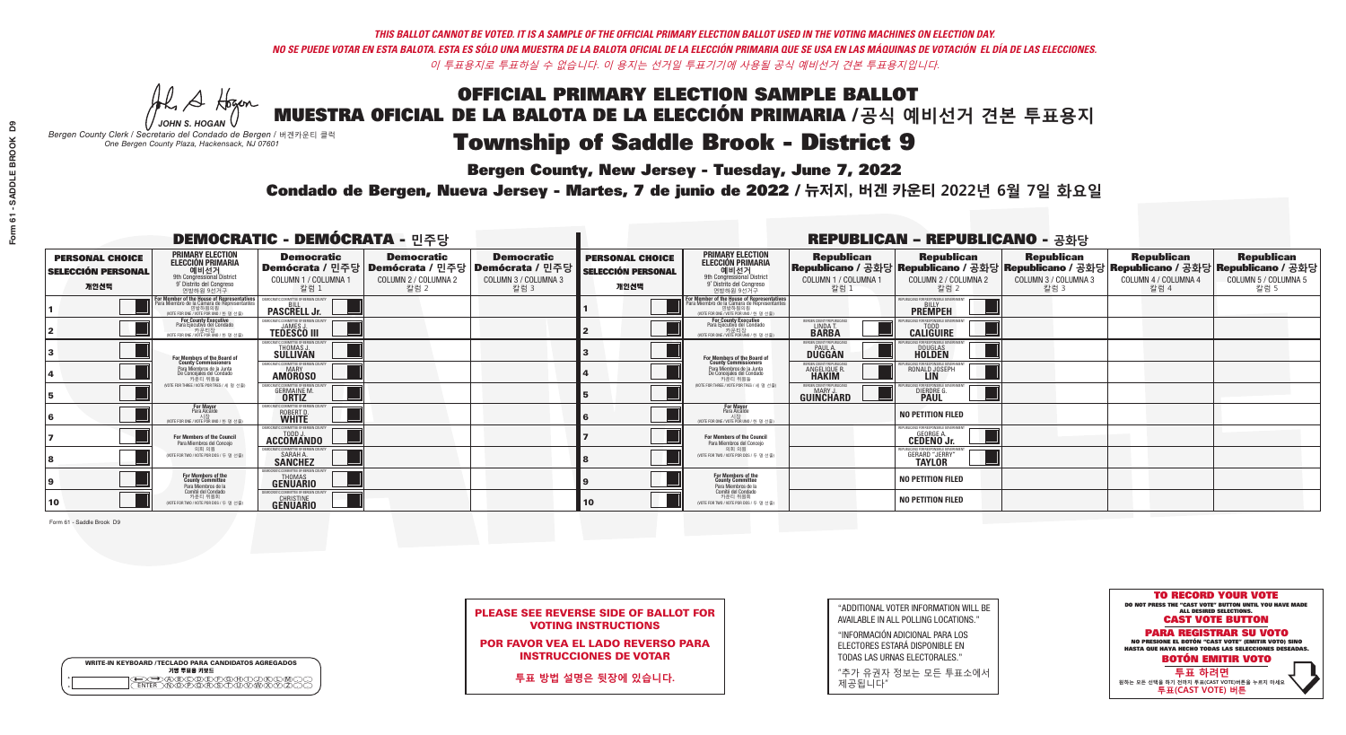*THIS BALLOT CANNOT BE VOTED. IT IS A SAMPLE OF THE OFFICIAL PRIMARY ELECTION BALLOT USED IN THE VOTING MACHINES ON ELECTION DAY.*
*NO SE PUEDE VOTAR EN ESTA BALOTA. ESTA ES SÓLO UNA MUESTRA DE LA BALOTA OFICIAL DE LA ELECCIÓN PRIMARIA QUE SE USA EN LAS MÁQUINAS DE VOTACIÓN EL DÍA DE LAS ELECCIONES.*
*이 투표용지로 투표하실 수 없습니다. 이 용지는 선거일 투표기기에 사용될 공식 예비선거 견본 투표용지입니다.*

JOHN S. HOGAN
Bergen County Clerk / Secretario del Condado de Bergen / 버겐카운티 클럭
One Bergen County Plaza, Hackensack, NJ 07601

# OFFICIAL PRIMARY ELECTION SAMPLE BALLOT
# MUESTRA OFICIAL DE LA BALOTA DE LA ELECCIÓN PRIMARIA /공식 예비선거 견본 투표용지
# Township of Saddle Brook - District 9

**Bergen County, New Jersey - Tuesday, June 7, 2022**

**Condado de Bergen, Nueva Jersey - Martes, 7 de junio de 2022 / 뉴저지, 버겐 카운티 2022년 6월 7일 화요일**

## DEMOCRATIC - DEMÓCRATA - 민주당

| PERSONAL CHOICE / SELECCIÓN PERSONAL / 개인선택 | PRIMARY ELECTION / ELECCIÓN PRIMARIA / 예비선거 (9th Congressional District / 9° Distrito del Congreso / 연방하원 9선거구) | Democratic / Demócrata / 민주당 COLUMN 1 / COLUMNA 1 / 칼럼 1 | Democratic / Demócrata / 민주당 COLUMN 2 / COLUMNA 2 / 칼럼 2 | Democratic / Demócrata / 민주당 COLUMN 3 / COLUMNA 3 / 칼럼 3 |
|---|---|---|---|---|
| 1 | For Member of the House of Representatives / Para Miembro de la Cámara de Representantes / 연방하원의원 (VOTE FOR ONE / VOTE POR UNO / 한 명 선출) | BILL PASCRELL Jr. | | |
| 2 | For County Executive / Para Ejecutivo del Condado / 카운티장 (VOTE FOR ONE / VOTE POR UNO / 한 명 선출) | JAMES J. TEDESCO III | | |
| 3 | For Members of the Board of County Commissioners / Para Miembros de la Junta De Concejales del Condado / 카운티 위원들 (VOTE FOR THREE / VOTE POR TRES / 세 명 선출) | THOMAS J. SULLIVAN | | |
| 4 | | MARY AMOROSO | | |
| 5 | | GERMAINE M. ORTIZ | | |
| 6 | For Mayor / Para Alcalde / 시장 (VOTE FOR ONE / VOTE POR UNO / 한 명 선출) | ROBERT D. WHITE | | |
| 7 | For Members of the Council / Para Miembros del Concejo / 의회 의원 (VOTE FOR TWO / VOTE POR DOS / 두 명 선출) | TODD J. ACCOMANDO | | |
| 8 | | SARAH A. SANCHEZ | | |
| 9 | For Members of the County Committee / Para Miembros de la Comité del Condado / 카운티 위원회 (VOTE FOR TWO / VOTE POR DOS / 두 명 선출) | THOMAS GENUARIO | | |
| 10 | | CHRISTINE GENUARIO | | |

## REPUBLICAN - REPUBLICANO - 공화당

| PERSONAL CHOICE / SELECCIÓN PERSONAL / 개인선택 | PRIMARY ELECTION / ELECCIÓN PRIMARIA / 예비선거 (9th Congressional District / 9° Distrito del Congreso / 연방하원 9선거구) | Republican / Republicano / 공화당 COLUMN 1 / COLUMNA 1 / 칼럼 1 | Republican / Republicano / 공화당 COLUMN 2 / COLUMNA 2 / 칼럼 2 | Republican / Republicano / 공화당 COLUMN 3 / COLUMNA 3 / 칼럼 3 | Republican / Republicano / 공화당 COLUMN 4 / COLUMNA 4 / 칼럼 4 | Republican / Republicano / 공화당 COLUMN 5 / COLUMNA 5 / 칼럼 5 |
|---|---|---|---|---|---|---|
| 1 | For Member of the House of Representatives / Para Miembro de la Cámara de Representantes / 연방하원의원 (VOTE FOR ONE / VOTE POR UNO / 한 명 선출) | | BILLY PREMPEH | | | |
| 2 | For County Executive / Para Ejecutivo del Condado / 카운티장 (VOTE FOR ONE / VOTE POR UNO / 한 명 선출) | LINDA T. BARBA | TODD CALIGUIRE | | | |
| 3 | For Members of the Board of County Commissioners / Para Miembros de la Junta De Concejales del Condado / 카운티 위원들 (VOTE FOR THREE / VOTE POR TRES / 세 명 선출) | PAUL A. DUGGAN | DOUGLAS HOLDEN | | | |
| 4 | | ANGELIQUE R. HAKIM | RONALD JOSEPH LIN | | | |
| 5 | | MARY J. GUINCHARD | DIERDRE G. PAUL | | | |
| 6 | For Mayor / Para Alcalde / 시장 (VOTE FOR ONE / VOTE POR UNO / 한 명 선출) | | NO PETITION FILED | | | |
| 7 | For Members of the Council / Para Miembros del Concejo / 의회 의원 (VOTE FOR TWO / VOTE POR DOS / 두 명 선출) | | GEORGE A. CEDEÑO Jr. | | | |
| 8 | | | GERARD "JERRY" TAYLOR | | | |
| 9 | For Members of the County Committee / Para Miembros de la Comité del Condado / 카운티 위원회 (VOTE FOR TWO / VOTE POR DOS / 두 명 선출) | | NO PETITION FILED | | | |
| 10 | | | NO PETITION FILED | | | |

Form 61 - Saddle Brook D9

**PLEASE SEE REVERSE SIDE OF BALLOT FOR VOTING INSTRUCTIONS**

**POR FAVOR VEA EL LADO REVERSO PARA INSTRUCCIONES DE VOTAR**

**투표 방법 설명은 뒷장에 있습니다.**

"ADDITIONAL VOTER INFORMATION WILL BE AVAILABLE IN ALL POLLING LOCATIONS."

"INFORMACIÓN ADICIONAL PARA LOS ELECTORES ESTARÁ DISPONIBLE EN TODAS LAS URNAS ELECTORALES."

"추가 유권자 정보는 모든 투표소에서 제공됩니다"

WRITE-IN KEYBOARD /TECLADO PARA CANDIDATOS AGREGADOS
기명 투표용 키보드

**TO RECORD YOUR VOTE**
DO NOT PRESS THE "CAST VOTE" BUTTON UNTIL YOU HAVE MADE ALL DESIRED SELECTIONS.
**CAST VOTE BUTTON**

**PARA REGISTRAR SU VOTO**
NO PRESIONE EL BOTÓN "CAST VOTE" (EMITIR VOTO) SINO HASTA QUE HAYA HECHO TODAS LAS SELECCIONES DESEADAS.
**BOTÓN EMITIR VOTO**

**투표 하려면**
원하는 모든 선택을 하기 전까지 투표(CAST VOTE)버튼을 누르지 마세요.
**투표(CAST VOTE) 버튼**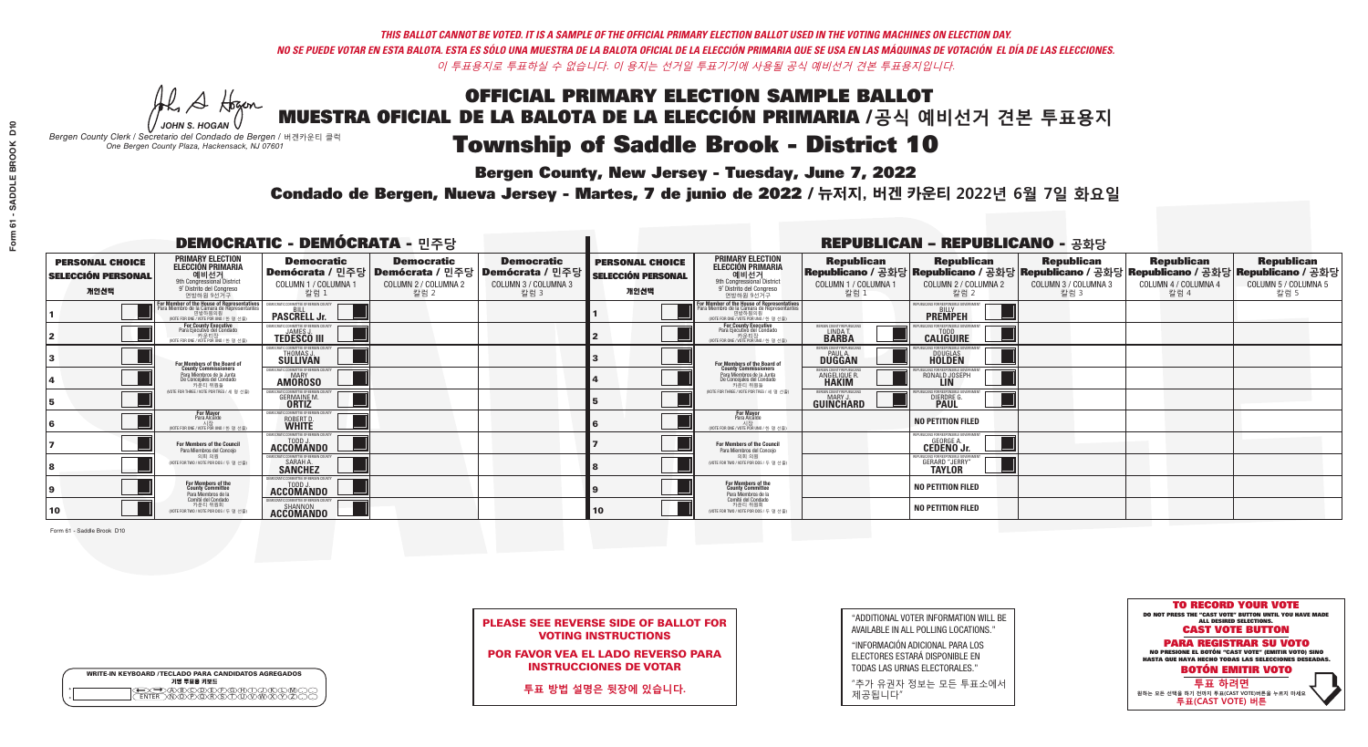THIS BALLOT CANNOT BE VOTED. IT IS A SAMPLE OF THE OFFICIAL PRIMARY ELECTION BALLOT USED IN THE VOTING MACHINES ON ELECTION DAY.
NO SE PUEDE VOTAR EN ESTA BALOTA. ESTA ES SÓLO UNA MUESTRA DE LA BALOTA OFICIAL DE LA ELECCIÓN PRIMARIA QUE SE USA EN LAS MÁQUINAS DE VOTACIÓN EL DÍA DE LAS ELECCIONES.
이 투표용지로 투표하실 수 없습니다. 이 용지는 선거일 투표기기에 사용될 공식 예비선거 견본 투표용지입니다.

JOHN S. HOGAN
*Bergen County Clerk / Secretario del Condado de Bergen / 버겐카운티 클럭*
*One Bergen County Plaza, Hackensack, NJ 07601*

# OFFICIAL PRIMARY ELECTION SAMPLE BALLOT
# MUESTRA OFICIAL DE LA BALOTA DE LA ELECCIÓN PRIMARIA /공식 예비선거 견본 투표용지
# Township of Saddle Brook - District 10

**Bergen County, New Jersey - Tuesday, June 7, 2022**

**Condado de Bergen, Nueva Jersey - Martes, 7 de junio de 2022 / 뉴저지, 버겐 카운티 2022년 6월 7일 화요일**

## DEMOCRATIC - DEMÓCRATA - 민주당

| PERSONAL CHOICE / SELECCIÓN PERSONAL / 개인선택 | PRIMARY ELECTION / ELECCIÓN PRIMARIA / 예비선거 (9th Congressional District / 9° Distrito del Congreso / 연방하원 9선거구) | Democratic / Demócrata / 민주당 COLUMN 1 / COLUMNA 1 / 칼럼 1 | Democratic / Demócrata / 민주당 COLUMN 2 / COLUMNA 2 / 칼럼 2 | Democratic / Demócrata / 민주당 COLUMN 3 / COLUMNA 3 / 칼럼 3 |
|---|---|---|---|---|
| 1 | For Member of the House of Representatives / Para Miembro de la Cámara de Representantes / 연방하원의원 (VOTE FOR ONE / VOTE POR UNO / 한 명 선출) | BILL PASCRELL Jr. | | |
| 2 | For County Executive / Para Ejecutivo del Condado / 카운티장 (VOTE FOR ONE / VOTE POR UNO / 한 명 선출) | JAMES J. TEDESCO III | | |
| 3 | For Members of the Board of County Commissioners / Para Miembros de la Junta De Concejales del Condado / 카운티 위원들 (VOTE FOR THREE / VOTE POR TRES / 세 명 선출) | THOMAS J. SULLIVAN | | |
| 4 | | MARY AMOROSO | | |
| 5 | | GERMAINE M. ORTIZ | | |
| 6 | For Mayor / Para Alcalde / 시장 (VOTE FOR ONE / VOTE POR UNO / 한 명 선출) | ROBERT D. WHITE | | |
| 7 | For Members of the Council / Para Miembros del Concejo / 의회 의원 (VOTE FOR TWO / VOTE POR DOS / 두 명 선출) | TODD J. ACCOMANDO | | |
| 8 | | SARAH A. SANCHEZ | | |
| 9 | For Members of the County Committee / Para Miembros de la Comité del Condado / 카운티 위원회 (VOTE FOR TWO / VOTE POR DOS / 두 명 선출) | TODD J. ACCOMANDO | | |
| 10 | | SHANNON ACCOMANDO | | |

## REPUBLICAN - REPUBLICANO - 공화당

| PERSONAL CHOICE / SELECCIÓN PERSONAL / 개인선택 | PRIMARY ELECTION / ELECCIÓN PRIMARIA / 예비선거 (9th Congressional District / 9° Distrito del Congreso / 연방하원 9선거구) | Republican / Republicano / 공화당 COLUMN 1 / COLUMNA 1 / 칼럼 1 | Republican / Republicano / 공화당 COLUMN 2 / COLUMNA 2 / 칼럼 2 | Republican / Republicano / 공화당 COLUMN 3 / COLUMNA 3 / 칼럼 3 | Republican / Republicano / 공화당 COLUMN 4 / COLUMNA 4 / 칼럼 4 | Republican / Republicano / 공화당 COLUMN 5 / COLUMNA 5 / 칼럼 5 |
|---|---|---|---|---|---|---|
| 1 | For Member of the House of Representatives / Para Miembro de la Cámara de Representantes / 연방하원의원 (VOTE FOR ONE / VOTE POR UNO / 한 명 선출) | | BILLY PREMPEH | | | |
| 2 | For County Executive / Para Ejecutivo del Condado / 카운티장 (VOTE FOR ONE / VOTE POR UNO / 한 명 선출) | LINDA T. BARBA | TODD CALIGUIRE | | | |
| 3 | For Members of the Board of County Commissioners / Para Miembros de la Junta De Concejales del Condado / 카운티 위원들 (VOTE FOR THREE / VOTE POR TRES / 세 명 선출) | PAUL A. DUGGAN | DOUGLAS HOLDEN | | | |
| 4 | | ANGELIQUE R. HAKIM | RONALD JOSEPH LIN | | | |
| 5 | | MARY J. GUINCHARD | DIERDRE G. PAUL | | | |
| 6 | For Mayor / Para Alcalde / 시장 (VOTE FOR ONE / VOTE POR UNO / 한 명 선출) | | NO PETITION FILED | | | |
| 7 | For Members of the Council / Para Miembros del Concejo / 의회 의원 (VOTE FOR TWO / VOTE POR DOS / 두 명 선출) | | GEORGE A. CEDEÑO Jr. | | | |
| 8 | | | GERARD "JERRY" TAYLOR | | | |
| 9 | For Members of the County Committee / Para Miembros de la Comité del Condado / 카운티 위원회 (VOTE FOR TWO / VOTE POR DOS / 두 명 선출) | | NO PETITION FILED | | | |
| 10 | | | NO PETITION FILED | | | |

Form 61 - Saddle Brook D10

**PLEASE SEE REVERSE SIDE OF BALLOT FOR VOTING INSTRUCTIONS**

**POR FAVOR VEA EL LADO REVERSO PARA INSTRUCCIONES DE VOTAR**

**투표 방법 설명은 뒷장에 있습니다.**

"ADDITIONAL VOTER INFORMATION WILL BE AVAILABLE IN ALL POLLING LOCATIONS."

"INFORMACIÓN ADICIONAL PARA LOS ELECTORES ESTARÁ DISPONIBLE EN TODAS LAS URNAS ELECTORALES."

"추가 유권자 정보는 모든 투표소에서 제공됩니다"

WRITE-IN KEYBOARD /TECLADO PARA CANDIDATOS AGREGADOS
기명 투표용 키보드

**TO RECORD YOUR VOTE**
DO NOT PRESS THE "CAST VOTE" BUTTON UNTIL YOU HAVE MADE ALL DESIRED SELECTIONS.
**CAST VOTE BUTTON**

**PARA REGISTRAR SU VOTO**
NO PRESIONE EL BOTÓN "CAST VOTE" (EMITIR VOTO) SINO HASTA QUE HAYA HECHO TODAS LAS SELECCIONES DESEADAS.
**BOTÓN EMITIR VOTO**

**투표 하려면**
원하는 모든 선택을 하기 전까지 투표(CAST VOTE)버튼을 누르지 마세요.
**투표(CAST VOTE) 버튼**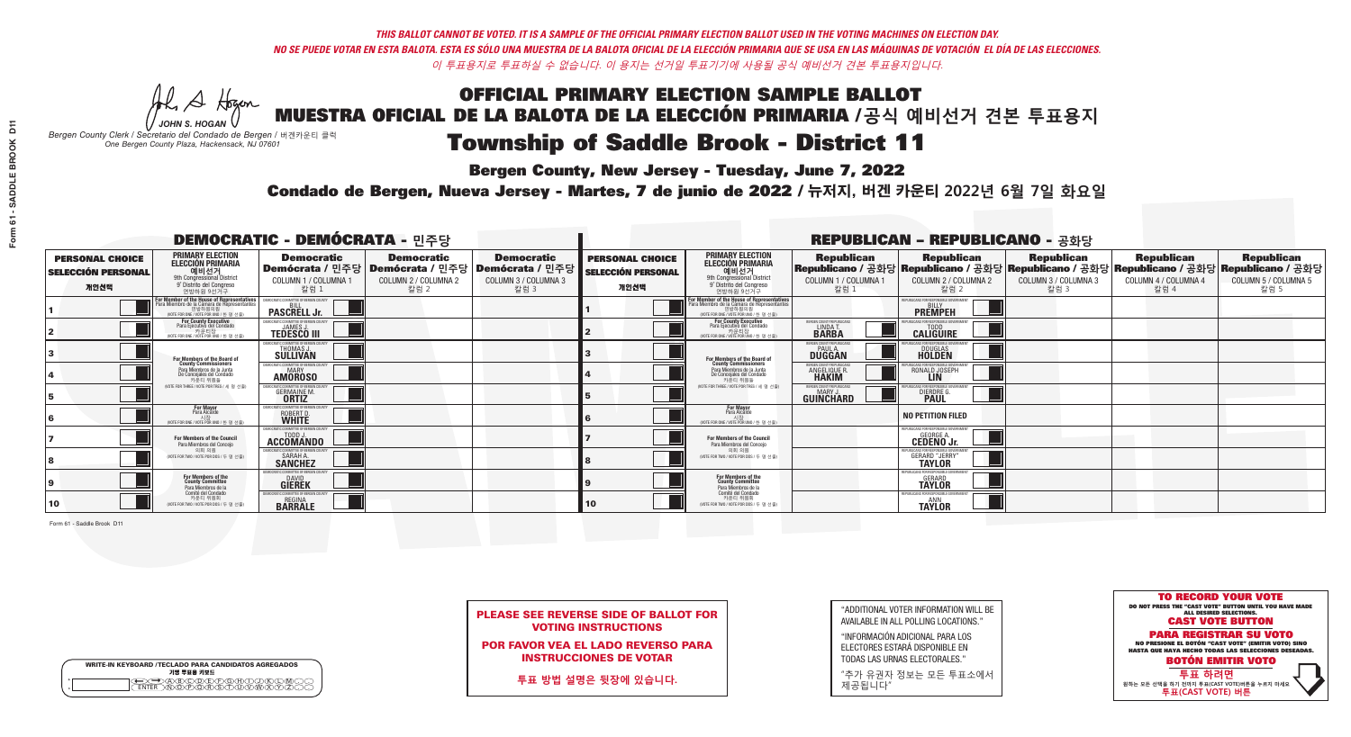*THIS BALLOT CANNOT BE VOTED. IT IS A SAMPLE OF THE OFFICIAL PRIMARY ELECTION BALLOT USED IN THE VOTING MACHINES ON ELECTION DAY.*
*NO SE PUEDE VOTAR EN ESTA BALOTA. ESTA ES SÓLO UNA MUESTRA DE LA BALOTA OFICIAL DE LA ELECCIÓN PRIMARIA QUE SE USA EN LAS MÁQUINAS DE VOTACIÓN EL DÍA DE LAS ELECCIONES.*
*이 투표용지로 투표하실 수 없습니다. 이 용지는 선거일 투표기기에 사용될 공식 예비선거 견본 투표용지입니다.*

JOHN S. HOGAN
Bergen County Clerk / Secretario del Condado de Bergen / 버겐카운티 클럭
One Bergen County Plaza, Hackensack, NJ 07601

# OFFICIAL PRIMARY ELECTION SAMPLE BALLOT
# MUESTRA OFICIAL DE LA BALOTA DE LA ELECCIÓN PRIMARIA /공식 예비선거 견본 투표용지
# Township of Saddle Brook - District 11

**Bergen County, New Jersey - Tuesday, June 7, 2022**

**Condado de Bergen, Nueva Jersey - Martes, 7 de junio de 2022 / 뉴저지, 버겐 카운티 2022년 6월 7일 화요일**

## DEMOCRATIC - DEMÓCRATA - 민주당

| PERSONAL CHOICE / SELECCIÓN PERSONAL / 개인선택 | PRIMARY ELECTION / ELECCIÓN PRIMARIA / 예비선거 (9th Congressional District / 9° Distrito del Congreso / 연방하원 9선거구) | Democratic / Demócrata / 민주당 COLUMN 1 / COLUMNA 1 / 칼럼 1 | Democratic / Demócrata / 민주당 COLUMN 2 / COLUMNA 2 / 칼럼 2 | Democratic / Demócrata / 민주당 COLUMN 3 / COLUMNA 3 / 칼럼 3 |
|---|---|---|---|---|
| 1 | For Member of the House of Representatives / Para Miembro de la Cámara de Representantes / 연방하원의원 (VOTE FOR ONE / VOTE POR UNO / 한 명 선출) | BILL PASCRELL Jr. | | |
| 2 | For County Executive / Para Ejecutivo del Condado / 카운티장 (VOTE FOR ONE / VOTE POR UNO / 한 명 선출) | JAMES J. TEDESCO III | | |
| 3 | For Members of the Board of County Commissioners / Para Miembros de la Junta De Concejales del Condado / 카운티 위원들 (VOTE FOR THREE / VOTE POR TRES / 세 명 선출) | THOMAS J. SULLIVAN | | |
| 4 | | MARY AMOROSO | | |
| 5 | | GERMAINE M. ORTIZ | | |
| 6 | For Mayor / Para Alcalde / 시장 (VOTE FOR ONE / VOTE POR UNO / 한 명 선출) | ROBERT D. WHITE | | |
| 7 | For Members of the Council / Para Miembros del Concejo / 의회 의원 (VOTE FOR TWO / VOTE POR DOS / 두 명 선출) | TODD J. ACCOMANDO | | |
| 8 | | SARAH A. SANCHEZ | | |
| 9 | For Members of the County Committee / Para Miembros de la Comité del Condado / 카운티 위원회 (VOTE FOR TWO / VOTE POR DOS / 두 명 선출) | DAVID GIEREK | | |
| 10 | | REGINA BARRALE | | |

## REPUBLICAN - REPUBLICANO - 공화당

| PERSONAL CHOICE / SELECCIÓN PERSONAL / 개인선택 | PRIMARY ELECTION / ELECCIÓN PRIMARIA / 예비선거 (9th Congressional District / 9° Distrito del Congreso / 연방하원 9선거구) | Republican / Republicano / 공화당 COLUMN 1 / COLUMNA 1 / 칼럼 1 | Republican / Republicano / 공화당 COLUMN 2 / COLUMNA 2 / 칼럼 2 | Republican / Republicano / 공화당 COLUMN 3 / COLUMNA 3 / 칼럼 3 | Republican / Republicano / 공화당 COLUMN 4 / COLUMNA 4 / 칼럼 4 | Republican / Republicano / 공화당 COLUMN 5 / COLUMNA 5 / 칼럼 5 |
|---|---|---|---|---|---|---|
| 1 | For Member of the House of Representatives / Para Miembro de la Cámara de Representantes / 연방하원의원 (VOTE FOR ONE / VOTE POR UNO / 한 명 선출) | | BILLY PREMPEH | | | |
| 2 | For County Executive / Para Ejecutivo del Condado / 카운티장 (VOTE FOR ONE / VOTE POR UNO / 한 명 선출) | LINDA T. BARBA | TODD CALIGUIRE | | | |
| 3 | For Members of the Board of County Commissioners / Para Miembros de la Junta De Concejales del Condado / 카운티 위원들 (VOTE FOR THREE / VOTE POR TRES / 세 명 선출) | PAUL A. DUGGAN | DOUGLAS HOLDEN | | | |
| 4 | | ANGELIQUE R. HAKIM | RONALD JOSEPH LIN | | | |
| 5 | | MARY J. GUINCHARD | DIERDRE G. PAUL | | | |
| 6 | For Mayor / Para Alcalde / 시장 (VOTE FOR ONE / VOTE POR UNO / 한 명 선출) | | NO PETITION FILED | | | |
| 7 | For Members of the Council / Para Miembros del Concejo / 의회 의원 (VOTE FOR TWO / VOTE POR DOS / 두 명 선출) | | GEORGE A. CEDEÑO Jr. | | | |
| 8 | | | GERARD "JERRY" TAYLOR | | | |
| 9 | For Members of the County Committee / Para Miembros de la Comité del Condado / 카운티 위원회 (VOTE FOR TWO / VOTE POR DOS / 두 명 선출) | | GERARD TAYLOR | | | |
| 10 | | | ANN TAYLOR | | | |

Form 61 - Saddle Brook D11

WRITE-IN KEYBOARD /TECLADO PARA CANDIDATOS AGREGADOS / 기명 투표용 키보드

**PLEASE SEE REVERSE SIDE OF BALLOT FOR VOTING INSTRUCTIONS**

**POR FAVOR VEA EL LADO REVERSO PARA INSTRUCCIONES DE VOTAR**

**투표 방법 설명은 뒷장에 있습니다.**

"ADDITIONAL VOTER INFORMATION WILL BE AVAILABLE IN ALL POLLING LOCATIONS."

"INFORMACIÓN ADICIONAL PARA LOS ELECTORES ESTARÁ DISPONIBLE EN TODAS LAS URNAS ELECTORALES."

"추가 유권자 정보는 모든 투표소에서 제공됩니다"

**TO RECORD YOUR VOTE**
DO NOT PRESS THE "CAST VOTE" BUTTON UNTIL YOU HAVE MADE ALL DESIRED SELECTIONS.
**CAST VOTE BUTTON**

**PARA REGISTRAR SU VOTO**
NO PRESIONE EL BOTÓN "CAST VOTE" (EMITIR VOTO) SINO HASTA QUE HAYA HECHO TODAS LAS SELECCIONES DESEADAS.
**BOTÓN EMITIR VOTO**

**투표 하려면**
원하는 모든 선택을 하기 전까지 투표(CAST VOTE)버튼을 누르지 마세요
**투표(CAST VOTE) 버튼**